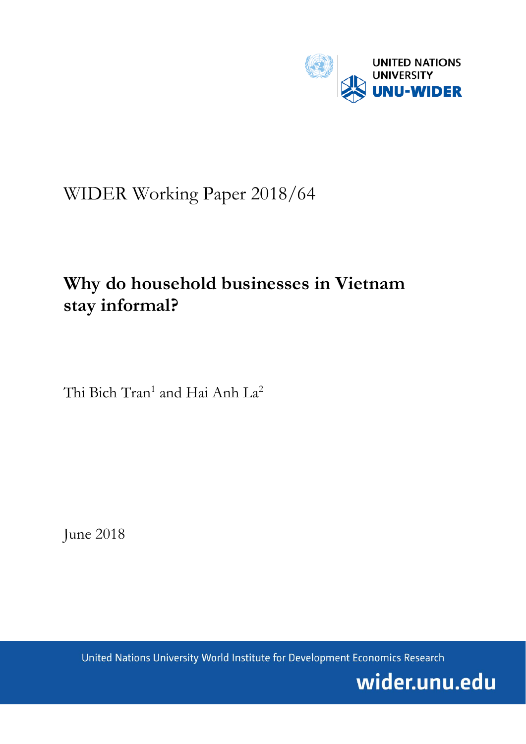UNITED NATIONS UNIVERSITY

UNU-WIDER

WIDER Working Paper 2018/64

# Why do household businesses in Vietnam stay informal?

Thi Bich Tran[1] and Hai Anh La[2]

June 2018

United Nations University World Institute for Development Economics Research

wider.unu.edu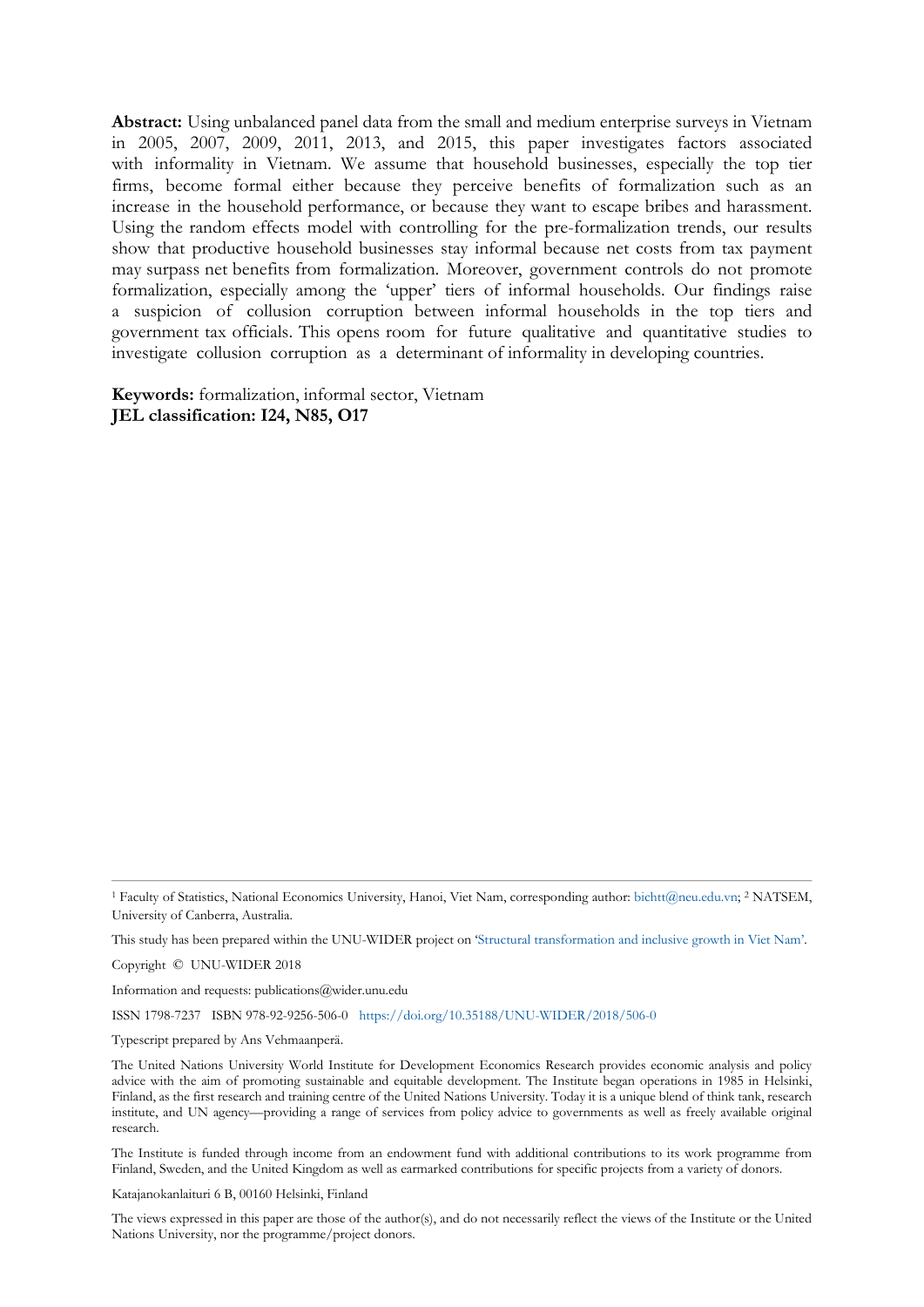**Abstract:** Using unbalanced panel data from the small and medium enterprise surveys in Vietnam in 2005, 2007, 2009, 2011, 2013, and 2015, this paper investigates factors associated with informality in Vietnam. We assume that household businesses, especially the top tier firms, become formal either because they perceive benefits of formalization such as an increase in the household performance, or because they want to escape bribes and harassment. Using the random effects model with controlling for the pre-formalization trends, our results show that productive household businesses stay informal because net costs from tax payment may surpass net benefits from formalization. Moreover, government controls do not promote formalization, especially among the 'upper' tiers of informal households. Our findings raise a suspicion of collusion corruption between informal households in the top tiers and government tax officials. This opens room for future qualitative and quantitative studies to investigate collusion corruption as a determinant of informality in developing countries.

**Keywords:** formalization, informal sector, Vietnam
**JEL classification: I24, N85, O17**

---

[1] Faculty of Statistics, National Economics University, Hanoi, Viet Nam, corresponding author: bichtt@neu.edu.vn; [2] NATSEM, University of Canberra, Australia.

This study has been prepared within the UNU-WIDER project on 'Structural transformation and inclusive growth in Viet Nam'.

Copyright © UNU-WIDER 2018

Information and requests: publications@wider.unu.edu

ISSN 1798-7237 ISBN 978-92-9256-506-0 https://doi.org/10.35188/UNU-WIDER/2018/506-0

Typescript prepared by Ans Vehmaanperä.

The United Nations University World Institute for Development Economics Research provides economic analysis and policy advice with the aim of promoting sustainable and equitable development. The Institute began operations in 1985 in Helsinki, Finland, as the first research and training centre of the United Nations University. Today it is a unique blend of think tank, research institute, and UN agency—providing a range of services from policy advice to governments as well as freely available original research.

The Institute is funded through income from an endowment fund with additional contributions to its work programme from Finland, Sweden, and the United Kingdom as well as earmarked contributions for specific projects from a variety of donors.

Katajanokanlaituri 6 B, 00160 Helsinki, Finland

The views expressed in this paper are those of the author(s), and do not necessarily reflect the views of the Institute or the United Nations University, nor the programme/project donors.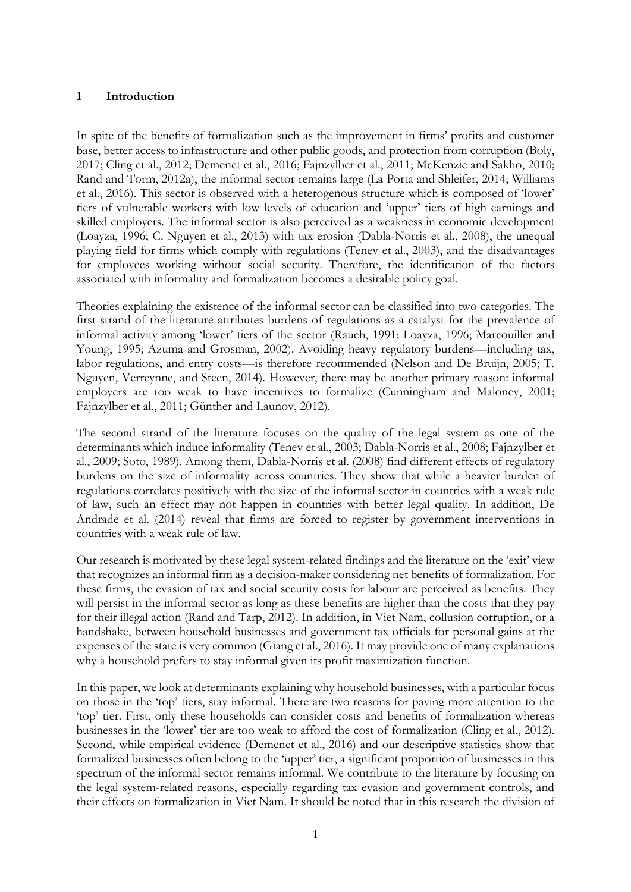## 1 Introduction

In spite of the benefits of formalization such as the improvement in firms' profits and customer base, better access to infrastructure and other public goods, and protection from corruption (Boly, 2017; Cling et al., 2012; Demenet et al., 2016; Fajnzylber et al., 2011; McKenzie and Sakho, 2010; Rand and Torm, 2012a), the informal sector remains large (La Porta and Shleifer, 2014; Williams et al., 2016). This sector is observed with a heterogenous structure which is composed of 'lower' tiers of vulnerable workers with low levels of education and 'upper' tiers of high earnings and skilled employers. The informal sector is also perceived as a weakness in economic develoment (Loayza, 1996; C. Nguyen et al., 2013) with tax erosion (Dabla-Norris et al., 2008), the unequal playing field for firms which comply with regulations (Tenev et al., 2003), and the disadvantages for employees working without social security. Therefore, the identification of the factors associated with informality and formalization becomes a desirable policy goal.

Theories explaining the existence of the informal sector can be classified into two categories. The first strand of the literature attributes burdens of regulations as a catalyst for the prevalence of informal activity among 'lower' tiers of the sector (Rauch, 1991; Loayza, 1996; Marcouiller and Young, 1995; Azuma and Grosman, 2002). Avoiding heavy regulatory burdens—including tax, labor regulations, and entry costs—is therefore recommended (Nelson and De Bruijn, 2005; T. Nguyen, Verreynne, and Steen, 2014). However, there may be another primary reason: informal employers are too weak to have incentives to formalize (Cunningham and Maloney, 2001; Fajnzylber et al., 2011; Günther and Launov, 2012).

The second strand of the literature focuses on the quality of the legal system as one of the determinants which induce informality (Tenev et al., 2003; Dabla-Norris et al., 2008; Fajnzylber et al., 2009; Soto, 1989). Among them, Dabla-Norris et al. (2008) find different effects of regulatory burdens on the size of informality across countries. They show that while a heavier burden of regulations correlates positively with the size of the informal sector in countries with a weak rule of law, such an effect may not happen in countries with better legal quality. In addition, De Andrade et al. (2014) reveal that firms are forced to register by government interventions in countries with a weak rule of law.

Our research is motivated by these legal system-related findings and the literature on the 'exit' view that recognizes an informal firm as a decision-maker considering net benefits of formalization. For these firms, the evasion of tax and social security costs for labour are perceived as benefits. They will persist in the informal sector as long as these benefits are higher than the costs that they pay for their illegal action (Rand and Tarp, 2012). In addition, in Viet Nam, collusion corruption, or a handshake, between household businesses and government tax officials for personal gains at the expenses of the state is very common (Giang et al., 2016). It may provide one of many explanations why a household prefers to stay informal given its profit maximization function.

In this paper, we look at determinants explaining why household businesses, with a particular focus on those in the 'top' tiers, stay informal. There are two reasons for paying more attention to the 'top' tier. First, only these households can consider costs and benefits of formalization whereas businesses in the 'lower' tier are too weak to afford the cost of formalization (Cling et al., 2012). Second, while empirical evidence (Demenet et al., 2016) and our descriptive statistics show that formalized businesses often belong to the 'upper' tier, a significant proportion of businesses in this spectrum of the informal sector remains informal. We contribute to the literature by focusing on the legal system-related reasons, especially regarding tax evasion and government controls, and their effects on formalization in Viet Nam. It should be noted that in this research the division of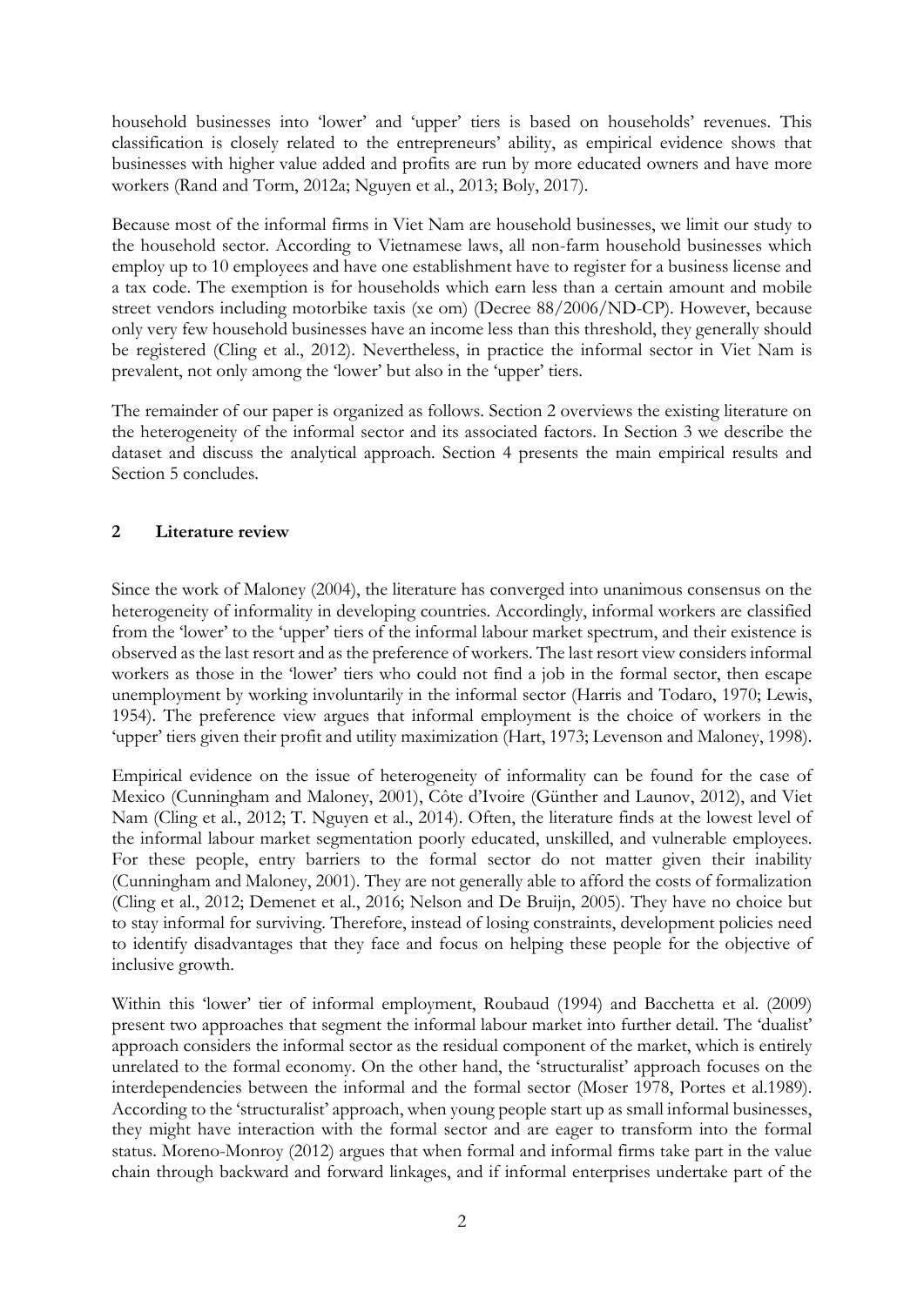household businesses into 'lower' and 'upper' tiers is based on households' revenues. This classification is closely related to the entrepreneurs' ability, as empirical evidence shows that businesses with higher value added and profits are run by more educated owners and have more workers (Rand and Torm, 2012a; Nguyen et al., 2013; Boly, 2017).

Because most of the informal firms in Viet Nam are household businesses, we limit our study to the household sector. According to Vietnamese laws, all non-farm household businesses which employ up to 10 employees and have one establishment have to register for a business license and a tax code. The exemption is for households which earn less than a certain amount and mobile street vendors including motorbike taxis (xe om) (Decree 88/2006/ND-CP). However, because only very few household businesses have an income less than this threshold, they generally should be registered (Cling et al., 2012). Nevertheless, in practice the informal sector in Viet Nam is prevalent, not only among the 'lower' but also in the 'upper' tiers.

The remainder of our paper is organized as follows. Section 2 overviews the existing literature on the heterogeneity of the informal sector and its associated factors. In Section 3 we describe the dataset and discuss the analytical approach. Section 4 presents the main empirical results and Section 5 concludes.

## 2 Literature review

Since the work of Maloney (2004), the literature has converged into unanimous consensus on the heterogeneity of informality in developing countries. Accordingly, informal workers are classified from the 'lower' to the 'upper' tiers of the informal labour market spectrum, and their existence is observed as the last resort and as the preference of workers. The last resort view considers informal workers as those in the 'lower' tiers who could not find a job in the formal sector, then escape unemployment by working involuntarily in the informal sector (Harris and Todaro, 1970; Lewis, 1954). The preference view argues that informal employment is the choice of workers in the 'upper' tiers given their profit and utility maximization (Hart, 1973; Levenson and Maloney, 1998).

Empirical evidence on the issue of heterogeneity of informality can be found for the case of Mexico (Cunningham and Maloney, 2001), Côte d'Ivoire (Günther and Launov, 2012), and Viet Nam (Cling et al., 2012; T. Nguyen et al., 2014). Often, the literature finds at the lowest level of the informal labour market segmentation poorly educated, unskilled, and vulnerable employees. For these people, entry barriers to the formal sector do not matter given their inability (Cunningham and Maloney, 2001). They are not generally able to afford the costs of formalization (Cling et al., 2012; Demenet et al., 2016; Nelson and De Bruijn, 2005). They have no choice but to stay informal for surviving. Therefore, instead of losing constraints, development policies need to identify disadvantages that they face and focus on helping these people for the objective of inclusive growth.

Within this 'lower' tier of informal employment, Roubaud (1994) and Bacchetta et al. (2009) present two approaches that segment the informal labour market into further detail. The 'dualist' approach considers the informal sector as the residual component of the market, which is entirely unrelated to the formal economy. On the other hand, the 'structuralist' approach focuses on the interdependencies between the informal and the formal sector (Moser 1978, Portes et al.1989). According to the 'structuralist' approach, when young people start up as small informal businesses, they might have interaction with the formal sector and are eager to transform into the formal status. Moreno-Monroy (2012) argues that when formal and informal firms take part in the value chain through backward and forward linkages, and if informal enterprises undertake part of the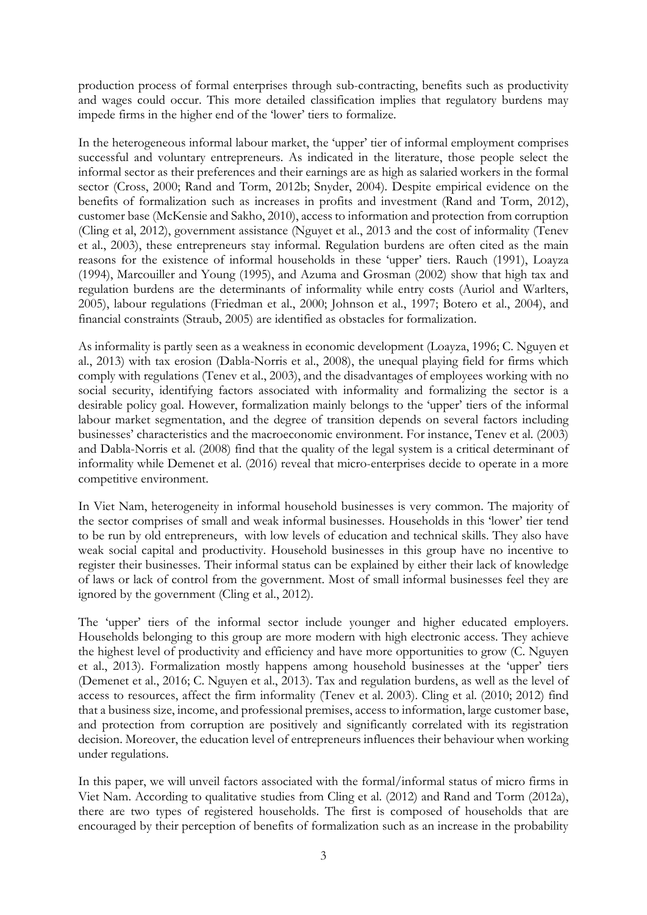production process of formal enterprises through sub-contracting, benefits such as productivity and wages could occur. This more detailed classification implies that regulatory burdens may impede firms in the higher end of the 'lower' tiers to formalize.

In the heterogeneous informal labour market, the 'upper' tier of informal employment comprises successful and voluntary entrepreneurs. As indicated in the literature, those people select the informal sector as their preferences and their earnings are as high as salaried workers in the formal sector (Cross, 2000; Rand and Torm, 2012b; Snyder, 2004). Despite empirical evidence on the benefits of formalization such as increases in profits and investment (Rand and Torm, 2012), customer base (McKensie and Sakho, 2010), access to information and protection from corruption (Cling et al, 2012), government assistance (Nguyet et al., 2013 and the cost of informality (Tenev et al., 2003), these entrepreneurs stay informal. Regulation burdens are often cited as the main reasons for the existence of informal households in these 'upper' tiers. Rauch (1991), Loayza (1994), Marcouiller and Young (1995), and Azuma and Grosman (2002) show that high tax and regulation burdens are the determinants of informality while entry costs (Auriol and Warlters, 2005), labour regulations (Friedman et al., 2000; Johnson et al., 1997; Botero et al., 2004), and financial constraints (Straub, 2005) are identified as obstacles for formalization.

As informality is partly seen as a weakness in economic development (Loayza, 1996; C. Nguyen et al., 2013) with tax erosion (Dabla-Norris et al., 2008), the unequal playing field for firms which comply with regulations (Tenev et al., 2003), and the disadvantages of employees working with no social security, identifying factors associated with informality and formalizing the sector is a desirable policy goal. However, formalization mainly belongs to the 'upper' tiers of the informal labour market segmentation, and the degree of transition depends on several factors including businesses' characteristics and the macroeconomic environment. For instance, Tenev et al. (2003) and Dabla-Norris et al. (2008) find that the quality of the legal system is a critical determinant of informality while Demenet et al. (2016) reveal that micro-enterprises decide to operate in a more competitive environment.

In Viet Nam, heterogeneity in informal household businesses is very common. The majority of the sector comprises of small and weak informal businesses. Households in this 'lower' tier tend to be run by old entrepreneurs, with low levels of education and technical skills. They also have weak social capital and productivity. Household businesses in this group have no incentive to register their businesses. Their informal status can be explained by either their lack of knowledge of laws or lack of control from the government. Most of small informal businesses feel they are ignored by the government (Cling et al., 2012).

The 'upper' tiers of the informal sector include younger and higher educated employers. Households belonging to this group are more modern with high electronic access. They achieve the highest level of productivity and efficiency and have more opportunities to grow (C. Nguyen et al., 2013). Formalization mostly happens among household businesses at the 'upper' tiers (Demenet et al., 2016; C. Nguyen et al., 2013). Tax and regulation burdens, as well as the level of access to resources, affect the firm informality (Tenev et al. 2003). Cling et al. (2010; 2012) find that a business size, income, and professional premises, access to information, large customer base, and protection from corruption are positively and significantly correlated with its registration decision. Moreover, the education level of entrepreneurs influences their behaviour when working under regulations.

In this paper, we will unveil factors associated with the formal/informal status of micro firms in Viet Nam. According to qualitative studies from Cling et al. (2012) and Rand and Torm (2012a), there are two types of registered households. The first is composed of households that are encouraged by their perception of benefits of formalization such as an increase in the probability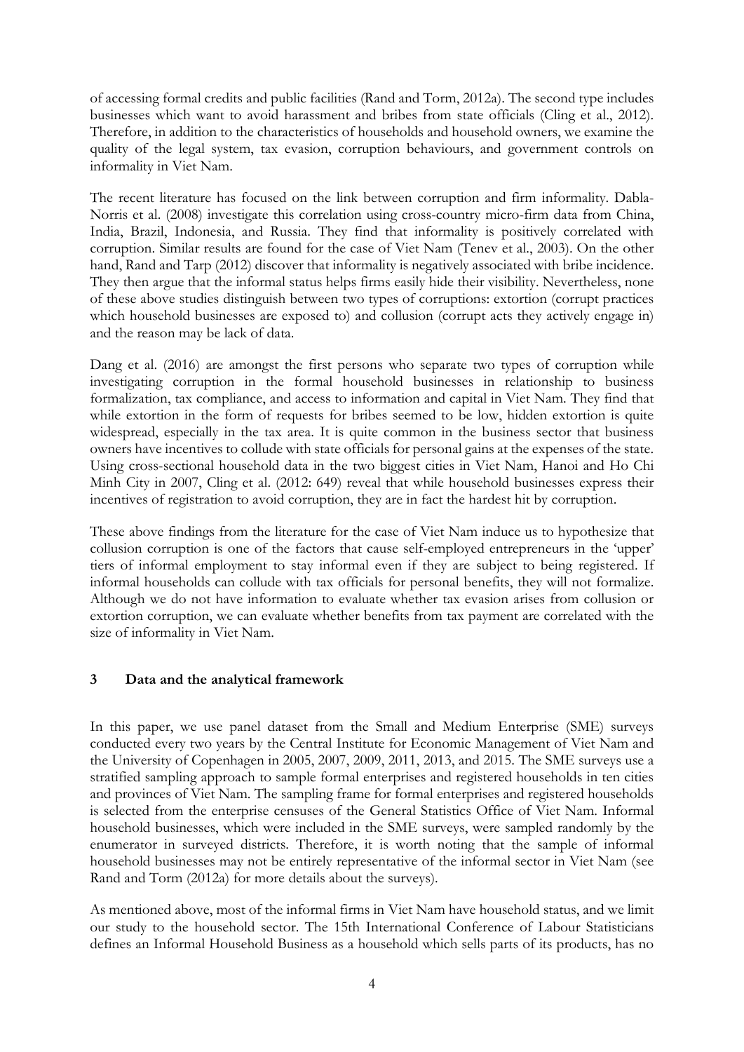of accessing formal credits and public facilities (Rand and Torm, 2012a). The second type includes businesses which want to avoid harassment and bribes from state officials (Cling et al., 2012). Therefore, in addition to the characteristics of households and household owners, we examine the quality of the legal system, tax evasion, corruption behaviours, and government controls on informality in Viet Nam.

The recent literature has focused on the link between corruption and firm informality. Dabla-Norris et al. (2008) investigate this correlation using cross-country micro-firm data from China, India, Brazil, Indonesia, and Russia. They find that informality is positively correlated with corruption. Similar results are found for the case of Viet Nam (Tenev et al., 2003). On the other hand, Rand and Tarp (2012) discover that informality is negatively associated with bribe incidence. They then argue that the informal status helps firms easily hide their visibility. Nevertheless, none of these above studies distinguish between two types of corruptions: extortion (corrupt practices which household businesses are exposed to) and collusion (corrupt acts they actively engage in) and the reason may be lack of data.

Dang et al. (2016) are amongst the first persons who separate two types of corruption while investigating corruption in the formal household businesses in relationship to business formalization, tax compliance, and access to information and capital in Viet Nam. They find that while extortion in the form of requests for bribes seemed to be low, hidden extortion is quite widespread, especially in the tax area. It is quite common in the business sector that business owners have incentives to collude with state officials for personal gains at the expenses of the state. Using cross-sectional household data in the two biggest cities in Viet Nam, Hanoi and Ho Chi Minh City in 2007, Cling et al. (2012: 649) reveal that while household businesses express their incentives of registration to avoid corruption, they are in fact the hardest hit by corruption.

These above findings from the literature for the case of Viet Nam induce us to hypothesize that collusion corruption is one of the factors that cause self-employed entrepreneurs in the 'upper' tiers of informal employment to stay informal even if they are subject to being registered. If informal households can collude with tax officials for personal benefits, they will not formalize. Although we do not have information to evaluate whether tax evasion arises from collusion or extortion corruption, we can evaluate whether benefits from tax payment are correlated with the size of informality in Viet Nam.

## 3 Data and the analytical framework

In this paper, we use panel dataset from the Small and Medium Enterprise (SME) surveys conducted every two years by the Central Institute for Economic Management of Viet Nam and the University of Copenhagen in 2005, 2007, 2009, 2011, 2013, and 2015. The SME surveys use a stratified sampling approach to sample formal enterprises and registered households in ten cities and provinces of Viet Nam. The sampling frame for formal enterprises and registered households is selected from the enterprise censuses of the General Statistics Office of Viet Nam. Informal household businesses, which were included in the SME surveys, were sampled randomly by the enumerator in surveyed districts. Therefore, it is worth noting that the sample of informal household businesses may not be entirely representative of the informal sector in Viet Nam (see Rand and Torm (2012a) for more details about the surveys).

As mentioned above, most of the informal firms in Viet Nam have household status, and we limit our study to the household sector. The 15th International Conference of Labour Statisticians defines an Informal Household Business as a household which sells parts of its products, has no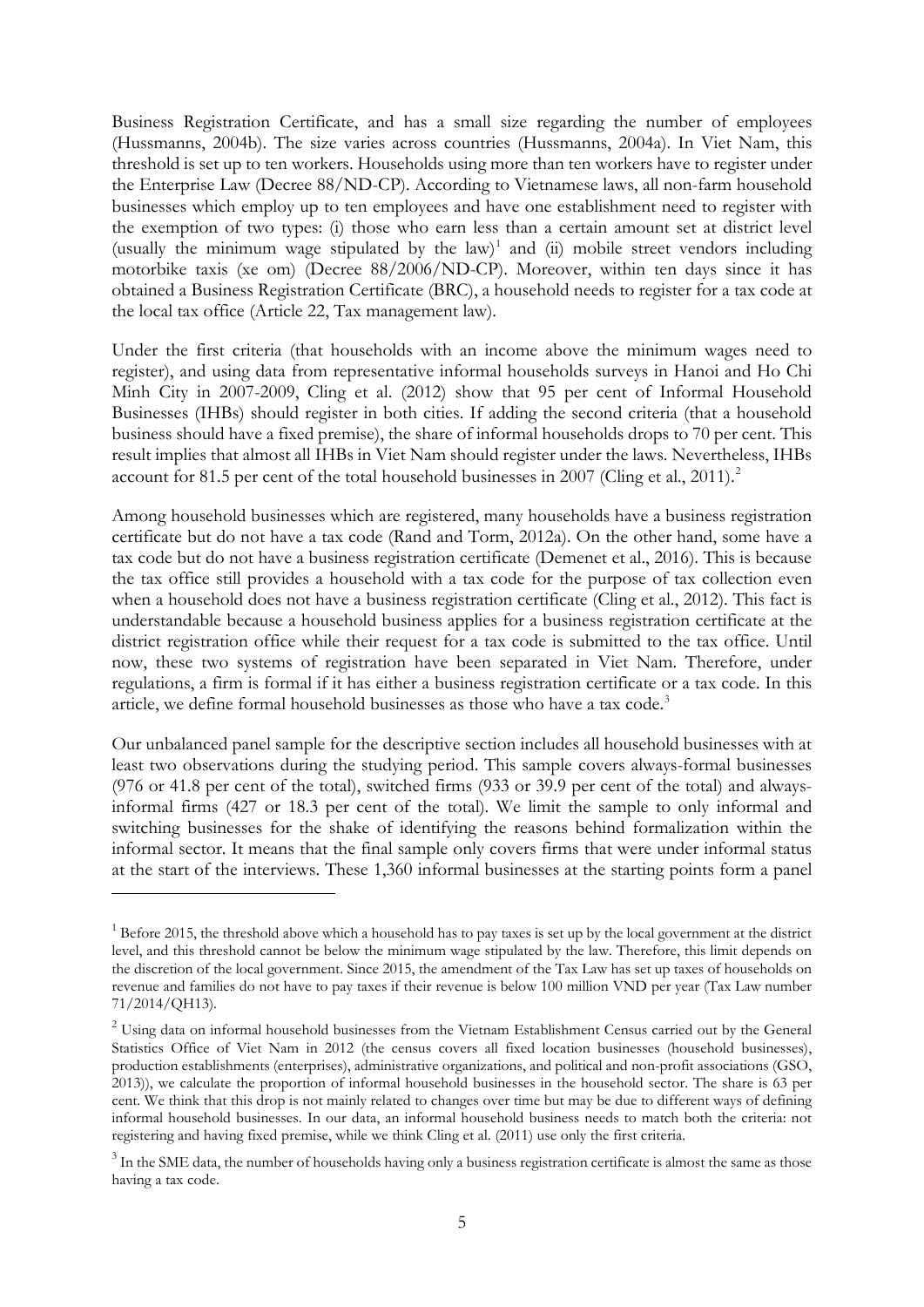Business Registration Certificate, and has a small size regarding the number of employees (Hussmanns, 2004b). The size varies across countries (Hussmanns, 2004a). In Viet Nam, this threshold is set up to ten workers. Households using more than ten workers have to register under the Enterprise Law (Decree 88/ND-CP). According to Vietnamese laws, all non-farm household businesses which employ up to ten employees and have one establishment need to register with the exemption of two types: (i) those who earn less than a certain amount set at district level (usually the minimum wage stipulated by the law)[1] and (ii) mobile street vendors including motorbike taxis (xe om) (Decree 88/2006/ND-CP). Moreover, within ten days since it has obtained a Business Registration Certificate (BRC), a household needs to register for a tax code at the local tax office (Article 22, Tax management law).

Under the first criteria (that households with an income above the minimum wages need to register), and using data from representative informal households surveys in Hanoi and Ho Chi Minh City in 2007-2009, Cling et al. (2012) show that 95 per cent of Informal Household Businesses (IHBs) should register in both cities. If adding the second criteria (that a household business should have a fixed premise), the share of informal households drops to 70 per cent. This result implies that almost all IHBs in Viet Nam should register under the laws. Nevertheless, IHBs account for 81.5 per cent of the total household businesses in 2007 (Cling et al., 2011).[2]

Among household businesses which are registered, many households have a business registration certificate but do not have a tax code (Rand and Torm, 2012a). On the other hand, some have a tax code but do not have a business registration certificate (Demenet et al., 2016). This is because the tax office still provides a household with a tax code for the purpose of tax collection even when a household does not have a business registration certificate (Cling et al., 2012). This fact is understandable because a household business applies for a business registration certificate at the district registration office while their request for a tax code is submitted to the tax office. Until now, these two systems of registration have been separated in Viet Nam. Therefore, under regulations, a firm is formal if it has either a business registration certificate or a tax code. In this article, we define formal household businesses as those who have a tax code.[3]

Our unbalanced panel sample for the descriptive section includes all household businesses with at least two observations during the studying period. This sample covers always-formal businesses (976 or 41.8 per cent of the total), switched firms (933 or 39.9 per cent of the total) and always-informal firms (427 or 18.3 per cent of the total). We limit the sample to only informal and switching businesses for the shake of identifying the reasons behind formalization within the informal sector. It means that the final sample only covers firms that were under informal status at the start of the interviews. These 1,360 informal businesses at the starting points form a panel

---

[1] Before 2015, the threshold above which a household has to pay taxes is set up by the local government at the district level, and this threshold cannot be below the minimum wage stipulated by the law. Therefore, this limit depends on the discretion of the local government. Since 2015, the amendment of the Tax Law has set up taxes of households on revenue and families do not have to pay taxes if their revenue is below 100 million VND per year (Tax Law number 71/2014/QH13).

[2] Using data on informal household businesses from the Vietnam Establishment Census carried out by the General Statistics Office of Viet Nam in 2012 (the census covers all fixed location businesses (household businesses), production establishments (enterprises), administrative organizations, and political and non-profit associations (GSO, 2013)), we calculate the proportion of informal household businesses in the household sector. The share is 63 per cent. We think that this drop is not mainly related to changes over time but may be due to different ways of defining informal household businesses. In our data, an informal household business needs to match both the criteria: not registering and having fixed premise, while we think Cling et al. (2011) use only the first criteria.

[3] In the SME data, the number of households having only a business registration certificate is almost the same as those having a tax code.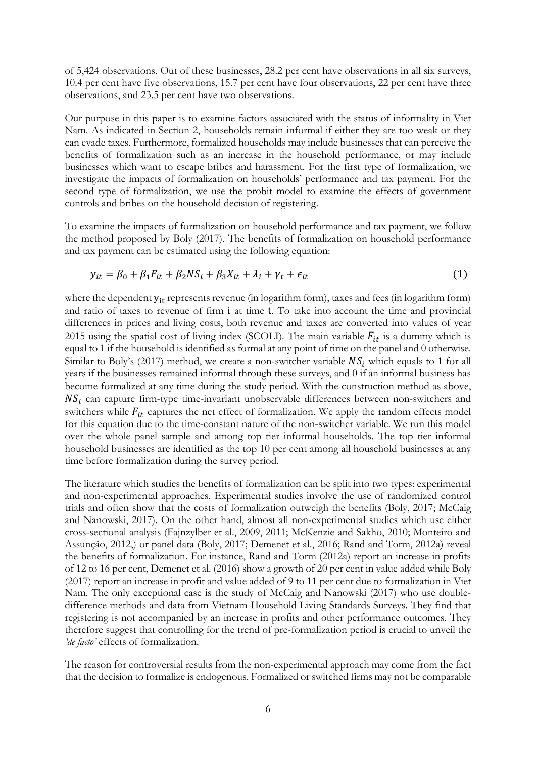of 5,424 observations. Out of these businesses, 28.2 per cent have observations in all six surveys, 10.4 per cent have five observations, 15.7 per cent have four observations, 22 per cent have three observations, and 23.5 per cent have two observations.

Our purpose in this paper is to examine factors associated with the status of informality in Viet Nam. As indicated in Section 2, households remain informal if either they are too weak or they can evade taxes. Furthermore, formalized households may include businesses that can perceive the benefits of formalization such as an increase in the household performance, or may include businesses which want to escape bribes and harassment. For the first type of formalization, we investigate the impacts of formalization on households' performance and tax payment. For the second type of formalization, we use the probit model to examine the effects of government controls and bribes on the household decision of registering.

To examine the impacts of formalization on household performance and tax payment, we follow the method proposed by Boly (2017). The benefits of formalization on household performance and tax payment can be estimated using the following equation:

$$y_{it} = \beta_0 + \beta_1 F_{it} + \beta_2 NS_i + \beta_3 X_{it} + \lambda_i + \gamma_t + \epsilon_{it} \tag{1}$$

where the dependent $y_{it}$ represents revenue (in logarithm form), taxes and fees (in logarithm form) and ratio of taxes to revenue of firm $i$ at time $t$. To take into account the time and provincial differences in prices and living costs, both revenue and taxes are converted into values of year 2015 using the spatial cost of living index (SCOLI). The main variable $F_{it}$ is a dummy which is equal to 1 if the household is identified as formal at any point of time on the panel and 0 otherwise. Similar to Boly's (2017) method, we create a non-switcher variable $NS_i$ which equals to 1 for all years if the businesses remained informal through these surveys, and 0 if an informal business has become formalized at any time during the study period. With the construction method as above, $NS_i$ can capture firm-type time-invariant unobservable differences between non-switchers and switchers while $F_{it}$ captures the net effect of formalization. We apply the random effects model for this equation due to the time-constant nature of the non-switcher variable. We run this model over the whole panel sample and among top tier informal households. The top tier informal household businesses are identified as the top 10 per cent among all household businesses at any time before formalization during the survey period.

The literature which studies the benefits of formalization can be split into two types: experimental and non-experimental approaches. Experimental studies involve the use of randomized control trials and often show that the costs of formalization outweigh the benefits (Boly, 2017; McCaig and Nanowski, 2017). On the other hand, almost all non-experimental studies which use either cross-sectional analysis (Fajnzylber et al., 2009, 2011; McKenzie and Sakho, 2010; Monteiro and Assunção, 2012,) or panel data (Boly, 2017; Demenet et al., 2016; Rand and Torm, 2012a) reveal the benefits of formalization. For instance, Rand and Torm (2012a) report an increase in profits of 12 to 16 per cent, Demenet et al. (2016) show a growth of 20 per cent in value added while Boly (2017) report an increase in profit and value added of 9 to 11 per cent due to formalization in Viet Nam. The only exceptional case is the study of McCaig and Nanowski (2017) who use double-difference methods and data from Vietnam Household Living Standards Surveys. They find that registering is not accompanied by an increase in profits and other performance outcomes. They therefore suggest that controlling for the trend of pre-formalization period is crucial to unveil the *'de facto'* effects of formalization.

The reason for controversial results from the non-experimental approach may come from the fact that the decision to formalize is endogenous. Formalized or switched firms may not be comparable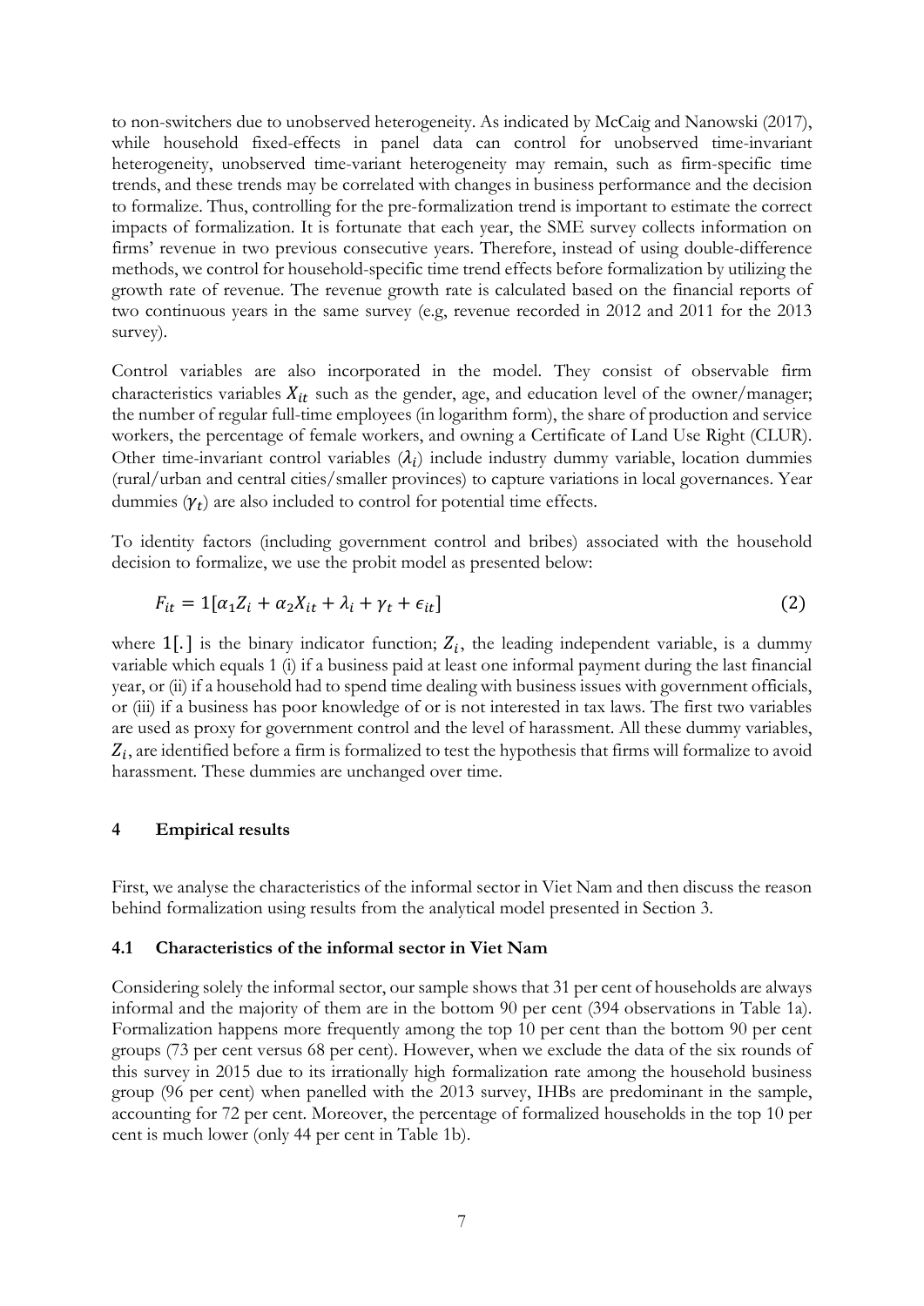to non-switchers due to unobserved heterogeneity. As indicated by McCaig and Nanowski (2017), while household fixed-effects in panel data can control for unobserved time-invariant heterogeneity, unobserved time-variant heterogeneity may remain, such as firm-specific time trends, and these trends may be correlated with changes in business performance and the decision to formalize. Thus, controlling for the pre-formalization trend is important to estimate the correct impacts of formalization. It is fortunate that each year, the SME survey collects information on firms' revenue in two previous consecutive years. Therefore, instead of using double-difference methods, we control for household-specific time trend effects before formalization by utilizing the growth rate of revenue. The revenue growth rate is calculated based on the financial reports of two continuous years in the same survey (e.g, revenue recorded in 2012 and 2011 for the 2013 survey).

Control variables are also incorporated in the model. They consist of observable firm characteristics variables $X_{it}$ such as the gender, age, and education level of the owner/manager; the number of regular full-time employees (in logarithm form), the share of production and service workers, the percentage of female workers, and owning a Certificate of Land Use Right (CLUR). Other time-invariant control variables ($\lambda_i$) include industry dummy variable, location dummies (rural/urban and central cities/smaller provinces) to capture variations in local governances. Year dummies ($\gamma_t$) are also included to control for potential time effects.

To identity factors (including government control and bribes) associated with the household decision to formalize, we use the probit model as presented below:

$$F_{it} = 1[\alpha_1 Z_i + \alpha_2 X_{it} + \lambda_i + \gamma_t + \epsilon_{it}] \tag{2}$$

where $1[.]$ is the binary indicator function; $Z_i$, the leading independent variable, is a dummy variable which equals 1 (i) if a business paid at least one informal payment during the last financial year, or (ii) if a household had to spend time dealing with business issues with government officials, or (iii) if a business has poor knowledge of or is not interested in tax laws. The first two variables are used as proxy for government control and the level of harassment. All these dummy variables, $Z_i$, are identified before a firm is formalized to test the hypothesis that firms will formalize to avoid harassment. These dummies are unchanged over time.

## 4 Empirical results

First, we analyse the characteristics of the informal sector in Viet Nam and then discuss the reason behind formalization using results from the analytical model presented in Section 3.

### 4.1 Characteristics of the informal sector in Viet Nam

Considering solely the informal sector, our sample shows that 31 per cent of households are always informal and the majority of them are in the bottom 90 per cent (394 observations in Table 1a). Formalization happens more frequently among the top 10 per cent than the bottom 90 per cent groups (73 per cent versus 68 per cent). However, when we exclude the data of the six rounds of this survey in 2015 due to its irrationally high formalization rate among the household business group (96 per cent) when panelled with the 2013 survey, IHBs are predominant in the sample, accounting for 72 per cent. Moreover, the percentage of formalized households in the top 10 per cent is much lower (only 44 per cent in Table 1b).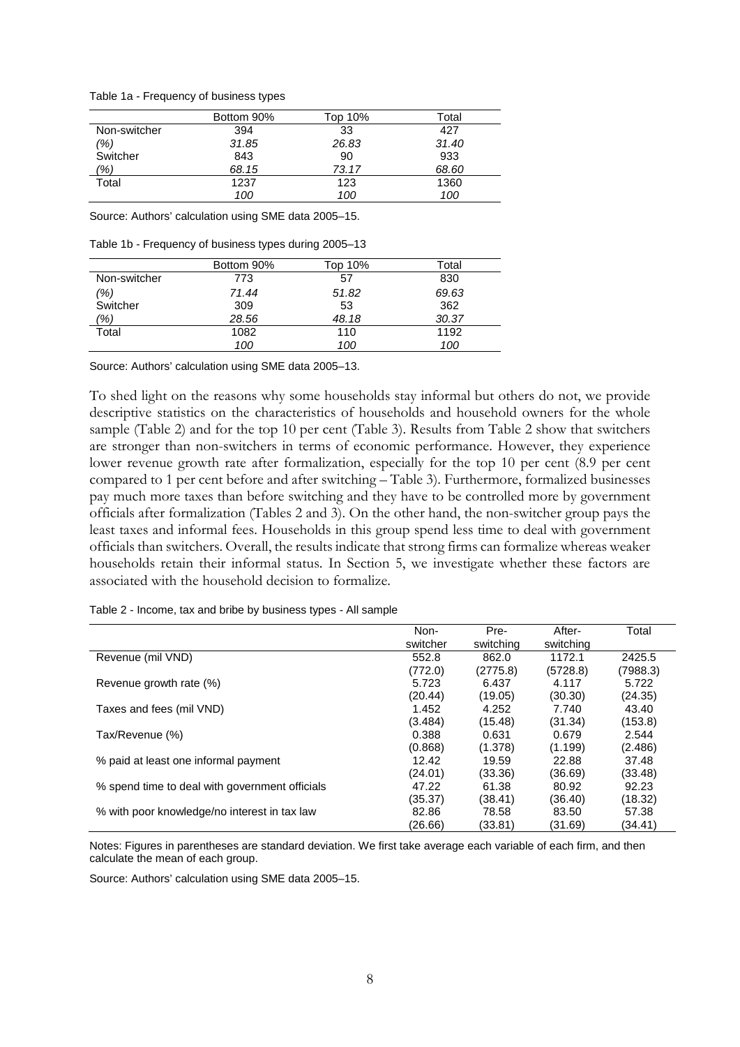Table 1a - Frequency of business types

| | Bottom 90% | Top 10% | Total |
|---|---|---|---|
| Non-switcher | 394 | 33 | 427 |
| *(%)* | *31.85* | *26.83* | *31.40* |
| Switcher | 843 | 90 | 933 |
| *(%)* | *68.15* | *73.17* | *68.60* |
| Total | 1237 | 123 | 1360 |
| | *100* | *100* | *100* |

Source: Authors' calculation using SME data 2005–15.

Table 1b - Frequency of business types during 2005–13

| | Bottom 90% | Top 10% | Total |
|---|---|---|---|
| Non-switcher | 773 | 57 | 830 |
| *(%)* | *71.44* | *51.82* | *69.63* |
| Switcher | 309 | 53 | 362 |
| *(%)* | *28.56* | *48.18* | *30.37* |
| Total | 1082 | 110 | 1192 |
| | *100* | *100* | *100* |

Source: Authors' calculation using SME data 2005–13.

To shed light on the reasons why some households stay informal but others do not, we provide descriptive statistics on the characteristics of households and household owners for the whole sample (Table 2) and for the top 10 per cent (Table 3). Results from Table 2 show that switchers are stronger than non-switchers in terms of economic performance. However, they experience lower revenue growth rate after formalization, especially for the top 10 per cent (8.9 per cent compared to 1 per cent before and after switching – Table 3). Furthermore, formalized businesses pay much more taxes than before switching and they have to be controlled more by government officials after formalization (Tables 2 and 3). On the other hand, the non-switcher group pays the least taxes and informal fees. Households in this group spend less time to deal with government officials than switchers. Overall, the results indicate that strong firms can formalize whereas weaker households retain their informal status. In Section 5, we investigate whether these factors are associated with the household decision to formalize.

Table 2 - Income, tax and bribe by business types - All sample

| | Non-switcher | Pre-switching | After-switching | Total |
|---|---|---|---|---|
| Revenue (mil VND) | 552.8 | 862.0 | 1172.1 | 2425.5 |
| | (772.0) | (2775.8) | (5728.8) | (7988.3) |
| Revenue growth rate (%) | 5.723 | 6.437 | 4.117 | 5.722 |
| | (20.44) | (19.05) | (30.30) | (24.35) |
| Taxes and fees (mil VND) | 1.452 | 4.252 | 7.740 | 43.40 |
| | (3.484) | (15.48) | (31.34) | (153.8) |
| Tax/Revenue (%) | 0.388 | 0.631 | 0.679 | 2.544 |
| | (0.868) | (1.378) | (1.199) | (2.486) |
| % paid at least one informal payment | 12.42 | 19.59 | 22.88 | 37.48 |
| | (24.01) | (33.36) | (36.69) | (33.48) |
| % spend time to deal with government officials | 47.22 | 61.38 | 80.92 | 92.23 |
| | (35.37) | (38.41) | (36.40) | (18.32) |
| % with poor knowledge/no interest in tax law | 82.86 | 78.58 | 83.50 | 57.38 |
| | (26.66) | (33.81) | (31.69) | (34.41) |

Notes: Figures in parentheses are standard deviation. We first take average each variable of each firm, and then calculate the mean of each group.

Source: Authors' calculation using SME data 2005–15.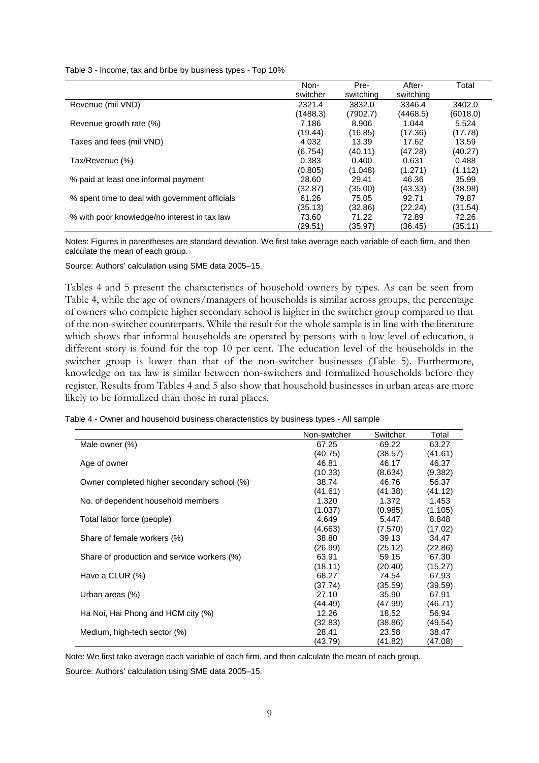Table 3 - Income, tax and bribe by business types - Top 10%

| | Non-switcher | Pre-switching | After-switching | Total |
|---|---|---|---|---|
| Revenue (mil VND) | 2321.4 | 3832.0 | 3346.4 | 3402.0 |
| | (1488.3) | (7902.7) | (4468.5) | (6018.0) |
| Revenue growth rate (%) | 7.186 | 8.906 | 1.044 | 5.524 |
| | (19.44) | (16.85) | (17.36) | (17.78) |
| Taxes and fees (mil VND) | 4.032 | 13.39 | 17.62 | 13.59 |
| | (6.754) | (40.11) | (47.28) | (40.27) |
| Tax/Revenue (%) | 0.383 | 0.400 | 0.631 | 0.488 |
| | (0.805) | (1.048) | (1.271) | (1.112) |
| % paid at least one informal payment | 28.60 | 29.41 | 46.36 | 35.99 |
| | (32.87) | (35.00) | (43.33) | (38.98) |
| % spent time to deal with government officials | 61.26 | 75.05 | 92.71 | 79.87 |
| | (35.13) | (32.86) | (22.24) | (31.54) |
| % with poor knowledge/no interest in tax law | 73.60 | 71.22 | 72.89 | 72.26 |
| | (29.51) | (35.97) | (36.45) | (35.11) |

Notes: Figures in parentheses are standard deviation. We first take average each variable of each firm, and then calculate the mean of each group.

Source: Authors' calculation using SME data 2005–15.

Tables 4 and 5 present the characteristics of household owners by types. As can be seen from Table 4, while the age of owners/managers of households is similar across groups, the percentage of owners who complete higher secondary school is higher in the switcher group compared to that of the non-switcher counterparts. While the result for the whole sample is in line with the literature which shows that informal households are operated by persons with a low level of education, a different story is found for the top 10 per cent. The education level of the households in the switcher group is lower than that of the non-switcher businesses (Table 5). Furthermore, knowledge on tax law is similar between non-switchers and formalized households before they register. Results from Tables 4 and 5 also show that household businesses in urban areas are more likely to be formalized than those in rural places.

Table 4 - Owner and household business characteristics by business types - All sample

| | Non-switcher | Switcher | Total |
|---|---|---|---|
| Male owner (%) | 67.25 | 69.22 | 63.27 |
| | (40.75) | (38.57) | (41.61) |
| Age of owner | 46.81 | 46.17 | 46.37 |
| | (10.33) | (8.634) | (9.382) |
| Owner completed higher secondary school (%) | 38.74 | 46.76 | 56.37 |
| | (41.61) | (41.38) | (41.12) |
| No. of dependent household members | 1.320 | 1.372 | 1.453 |
| | (1.037) | (0.985) | (1.105) |
| Total labor force (people) | 4.649 | 5.447 | 8.848 |
| | (4.663) | (7.570) | (17.02) |
| Share of female workers (%) | 38.80 | 39.13 | 34.47 |
| | (26.99) | (25.12) | (22.86) |
| Share of production and service workers (%) | 63.91 | 59.15 | 67.30 |
| | (18.11) | (20.40) | (15.27) |
| Have a CLUR (%) | 68.27 | 74.54 | 67.93 |
| | (37.74) | (35.59) | (39.59) |
| Urban areas (%) | 27.10 | 35.90 | 67.91 |
| | (44.49) | (47.99) | (46.71) |
| Ha Noi, Hai Phong and HCM city (%) | 12.26 | 18.52 | 56.94 |
| | (32.83) | (38.86) | (49.54) |
| Medium, high-tech sector (%) | 28.41 | 23.58 | 38.47 |
| | (43.79) | (41.82) | (47.08) |

Note: We first take average each variable of each firm, and then calculate the mean of each group.

Source: Authors' calculation using SME data 2005–15.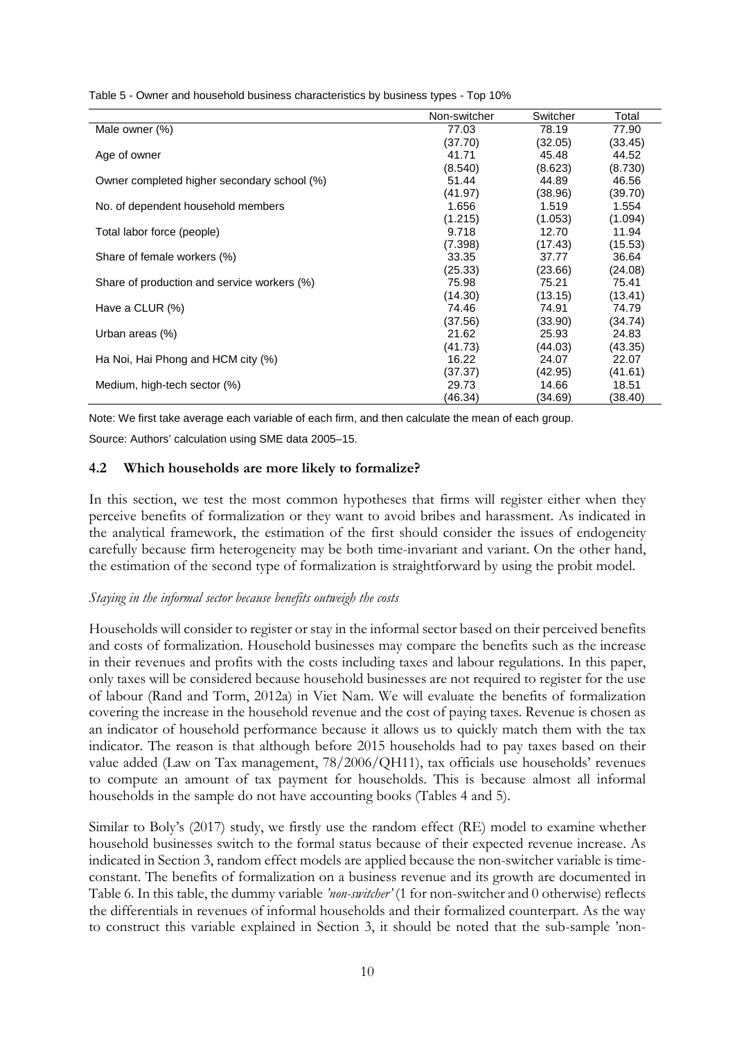Table 5 - Owner and household business characteristics by business types - Top 10%

| | Non-switcher | Switcher | Total |
|---|---|---|---|
| Male owner (%) | 77.03 | 78.19 | 77.90 |
| | (37.70) | (32.05) | (33.45) |
| Age of owner | 41.71 | 45.48 | 44.52 |
| | (8.540) | (8.623) | (8.730) |
| Owner completed higher secondary school (%) | 51.44 | 44.89 | 46.56 |
| | (41.97) | (38.96) | (39.70) |
| No. of dependent household members | 1.656 | 1.519 | 1.554 |
| | (1.215) | (1.053) | (1.094) |
| Total labor force (people) | 9.718 | 12.70 | 11.94 |
| | (7.398) | (17.43) | (15.53) |
| Share of female workers (%) | 33.35 | 37.77 | 36.64 |
| | (25.33) | (23.66) | (24.08) |
| Share of production and service workers (%) | 75.98 | 75.21 | 75.41 |
| | (14.30) | (13.15) | (13.41) |
| Have a CLUR (%) | 74.46 | 74.91 | 74.79 |
| | (37.56) | (33.90) | (34.74) |
| Urban areas (%) | 21.62 | 25.93 | 24.83 |
| | (41.73) | (44.03) | (43.35) |
| Ha Noi, Hai Phong and HCM city (%) | 16.22 | 24.07 | 22.07 |
| | (37.37) | (42.95) | (41.61) |
| Medium, high-tech sector (%) | 29.73 | 14.66 | 18.51 |
| | (46.34) | (34.69) | (38.40) |

Note: We first take average each variable of each firm, and then calculate the mean of each group.

Source: Authors' calculation using SME data 2005–15.

### 4.2 Which households are more likely to formalize?

In this section, we test the most common hypotheses that firms will register either when they perceive benefits of formalization or they want to avoid bribes and harassment. As indicated in the analytical framework, the estimation of the first should consider the issues of endogeneity carefully because firm heterogeneity may be both time-invariant and variant. On the other hand, the estimation of the second type of formalization is straightforward by using the probit model.

*Staying in the informal sector because benefits outweigh the costs*

Households will consider to register or stay in the informal sector based on their perceived benefits and costs of formalization. Household businesses may compare the benefits such as the increase in their revenues and profits with the costs including taxes and labour regulations. In this paper, only taxes will be considered because household businesses are not required to register for the use of labour (Rand and Torm, 2012a) in Viet Nam. We will evaluate the benefits of formalization covering the increase in the household revenue and the cost of paying taxes. Revenue is chosen as an indicator of household performance because it allows us to quickly match them with the tax indicator. The reason is that although before 2015 households had to pay taxes based on their value added (Law on Tax management, 78/2006/QH11), tax officials use households' revenues to compute an amount of tax payment for households. This is because almost all informal households in the sample do not have accounting books (Tables 4 and 5).

Similar to Boly's (2017) study, we firstly use the random effect (RE) model to examine whether household businesses switch to the formal status because of their expected revenue increase. As indicated in Section 3, random effect models are applied because the non-switcher variable is time-constant. The benefits of formalization on a business revenue and its growth are documented in Table 6. In this table, the dummy variable *'non-switcher'* (1 for non-switcher and 0 otherwise) reflects the differentials in revenues of informal households and their formalized counterpart. As the way to construct this variable explained in Section 3, it should be noted that the sub-sample 'non-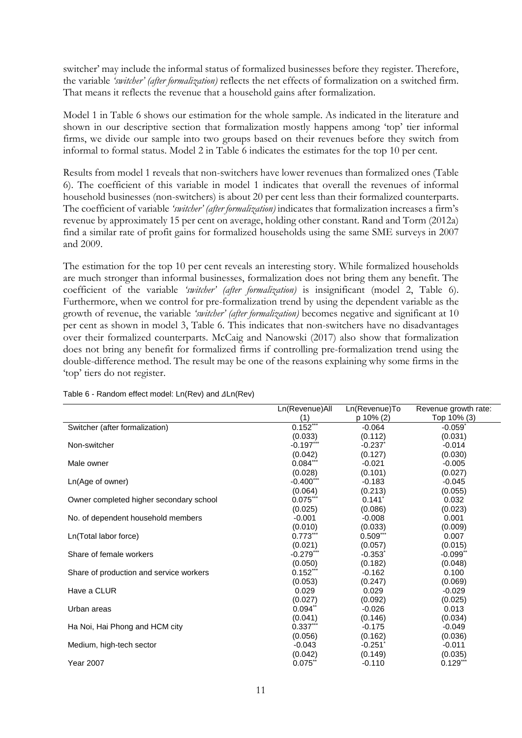switcher' may include the informal status of formalized businesses before they register. Therefore, the variable *'switcher' (after formalization)* reflects the net effects of formalization on a switched firm. That means it reflects the revenue that a household gains after formalization.

Model 1 in Table 6 shows our estimation for the whole sample. As indicated in the literature and shown in our descriptive section that formalization mostly happens among 'top' tier informal firms, we divide our sample into two groups based on their revenues before they switch from informal to formal status. Model 2 in Table 6 indicates the estimates for the top 10 per cent.

Results from model 1 reveals that non-switchers have lower revenues than formalized ones (Table 6). The coefficient of this variable in model 1 indicates that overall the revenues of informal household businesses (non-switchers) is about 20 per cent less than their formalized counterparts. The coefficient of variable *'switcher' (after formalization)* indicates that formalization increases a firm's revenue by approximately 15 per cent on average, holding other constant. Rand and Torm (2012a) find a similar rate of profit gains for formalized households using the same SME surveys in 2007 and 2009.

The estimation for the top 10 per cent reveals an interesting story. While formalized households are much stronger than informal businesses, formalization does not bring them any benefit. The coefficient of the variable *'switcher' (after formalization)* is insignificant (model 2, Table 6). Furthermore, when we control for pre-formalization trend by using the dependent variable as the growth of revenue, the variable *'switcher' (after formalization)* becomes negative and significant at 10 per cent as shown in model 3, Table 6. This indicates that non-switchers have no disadvantages over their formalized counterparts. McCaig and Nanowski (2017) also show that formalization does not bring any benefit for formalized firms if controlling pre-formalization trend using the double-difference method. The result may be one of the reasons explaining why some firms in the 'top' tiers do not register.

Table 6 - Random effect model: Ln(Rev) and ΔLn(Rev)

| | Ln(Revenue)All (1) | Ln(Revenue)Top 10% (2) | Revenue growth rate: Top 10% (3) |
|---|---|---|---|
| Switcher (after formalization) | 0.152*** | -0.064 | -0.059* |
| | (0.033) | (0.112) | (0.031) |
| Non-switcher | -0.197*** | -0.237* | -0.014 |
| | (0.042) | (0.127) | (0.030) |
| Male owner | 0.084*** | -0.021 | -0.005 |
| | (0.028) | (0.101) | (0.027) |
| Ln(Age of owner) | -0.400*** | -0.183 | -0.045 |
| | (0.064) | (0.213) | (0.055) |
| Owner completed higher secondary school | 0.075*** | 0.141* | 0.032 |
| | (0.025) | (0.086) | (0.023) |
| No. of dependent household members | -0.001 | -0.008 | 0.001 |
| | (0.010) | (0.033) | (0.009) |
| Ln(Total labor force) | 0.773*** | 0.509*** | 0.007 |
| | (0.021) | (0.057) | (0.015) |
| Share of female workers | -0.279*** | -0.353* | -0.099** |
| | (0.050) | (0.182) | (0.048) |
| Share of production and service workers | 0.152*** | -0.162 | 0.100 |
| | (0.053) | (0.247) | (0.069) |
| Have a CLUR | 0.029 | 0.029 | -0.029 |
| | (0.027) | (0.092) | (0.025) |
| Urban areas | 0.094** | -0.026 | 0.013 |
| | (0.041) | (0.146) | (0.034) |
| Ha Noi, Hai Phong and HCM city | 0.337*** | -0.175 | -0.049 |
| | (0.056) | (0.162) | (0.036) |
| Medium, high-tech sector | -0.043 | -0.251* | -0.011 |
| | (0.042) | (0.149) | (0.035) |
| Year 2007 | 0.075** | -0.110 | 0.129*** |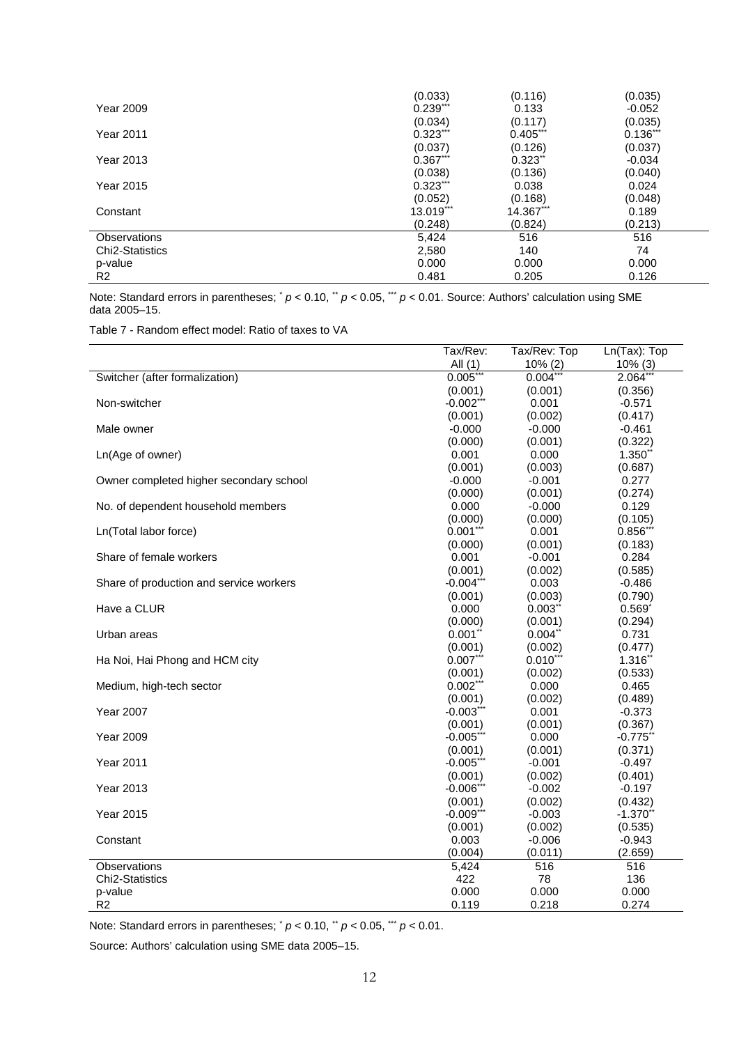| | | | |
|---|---|---|---|
| | (0.033) | (0.116) | (0.035) |
| Year 2009 | 0.239*** | 0.133 | -0.052 |
| | (0.034) | (0.117) | (0.035) |
| Year 2011 | 0.323*** | 0.405*** | 0.136*** |
| | (0.037) | (0.126) | (0.037) |
| Year 2013 | 0.367*** | 0.323** | -0.034 |
| | (0.038) | (0.136) | (0.040) |
| Year 2015 | 0.323*** | 0.038 | 0.024 |
| | (0.052) | (0.168) | (0.048) |
| Constant | 13.019*** | 14.367*** | 0.189 |
| | (0.248) | (0.824) | (0.213) |
| Observations | 5,424 | 516 | 516 |
| Chi2-Statistics | 2,580 | 140 | 74 |
| p-value | 0.000 | 0.000 | 0.000 |
| R2 | 0.481 | 0.205 | 0.126 |

Note: Standard errors in parentheses; * $p < 0.10$, ** $p < 0.05$, *** $p < 0.01$. Source: Authors' calculation using SME data 2005–15.

Table 7 - Random effect model: Ratio of taxes to VA

| | Tax/Rev: All (1) | Tax/Rev: Top 10% (2) | Ln(Tax): Top 10% (3) |
|---|---|---|---|
| Switcher (after formalization) | 0.005*** | 0.004*** | 2.064*** |
| | (0.001) | (0.001) | (0.356) |
| Non-switcher | -0.002*** | 0.001 | -0.571 |
| | (0.001) | (0.002) | (0.417) |
| Male owner | -0.000 | -0.000 | -0.461 |
| | (0.000) | (0.001) | (0.322) |
| Ln(Age of owner) | 0.001 | 0.000 | 1.350** |
| | (0.001) | (0.003) | (0.687) |
| Owner completed higher secondary school | -0.000 | -0.001 | 0.277 |
| | (0.000) | (0.001) | (0.274) |
| No. of dependent household members | 0.000 | -0.000 | 0.129 |
| | (0.000) | (0.000) | (0.105) |
| Ln(Total labor force) | 0.001*** | 0.001 | 0.856*** |
| | (0.000) | (0.001) | (0.183) |
| Share of female workers | 0.001 | -0.001 | 0.284 |
| | (0.001) | (0.002) | (0.585) |
| Share of production and service workers | -0.004*** | 0.003 | -0.486 |
| | (0.001) | (0.003) | (0.790) |
| Have a CLUR | 0.000 | 0.003** | 0.569* |
| | (0.000) | (0.001) | (0.294) |
| Urban areas | 0.001** | 0.004** | 0.731 |
| | (0.001) | (0.002) | (0.477) |
| Ha Noi, Hai Phong and HCM city | 0.007*** | 0.010*** | 1.316** |
| | (0.001) | (0.002) | (0.533) |
| Medium, high-tech sector | 0.002*** | 0.000 | 0.465 |
| | (0.001) | (0.002) | (0.489) |
| Year 2007 | -0.003*** | 0.001 | -0.373 |
| | (0.001) | (0.001) | (0.367) |
| Year 2009 | -0.005*** | 0.000 | -0.775** |
| | (0.001) | (0.001) | (0.371) |
| Year 2011 | -0.005*** | -0.001 | -0.497 |
| | (0.001) | (0.002) | (0.401) |
| Year 2013 | -0.006*** | -0.002 | -0.197 |
| | (0.001) | (0.002) | (0.432) |
| Year 2015 | -0.009*** | -0.003 | -1.370** |
| | (0.001) | (0.002) | (0.535) |
| Constant | 0.003 | -0.006 | -0.943 |
| | (0.004) | (0.011) | (2.659) |
| Observations | 5,424 | 516 | 516 |
| Chi2-Statistics | 422 | 78 | 136 |
| p-value | 0.000 | 0.000 | 0.000 |
| R2 | 0.119 | 0.218 | 0.274 |

Note: Standard errors in parentheses; * $p < 0.10$, ** $p < 0.05$, *** $p < 0.01$.

Source: Authors' calculation using SME data 2005–15.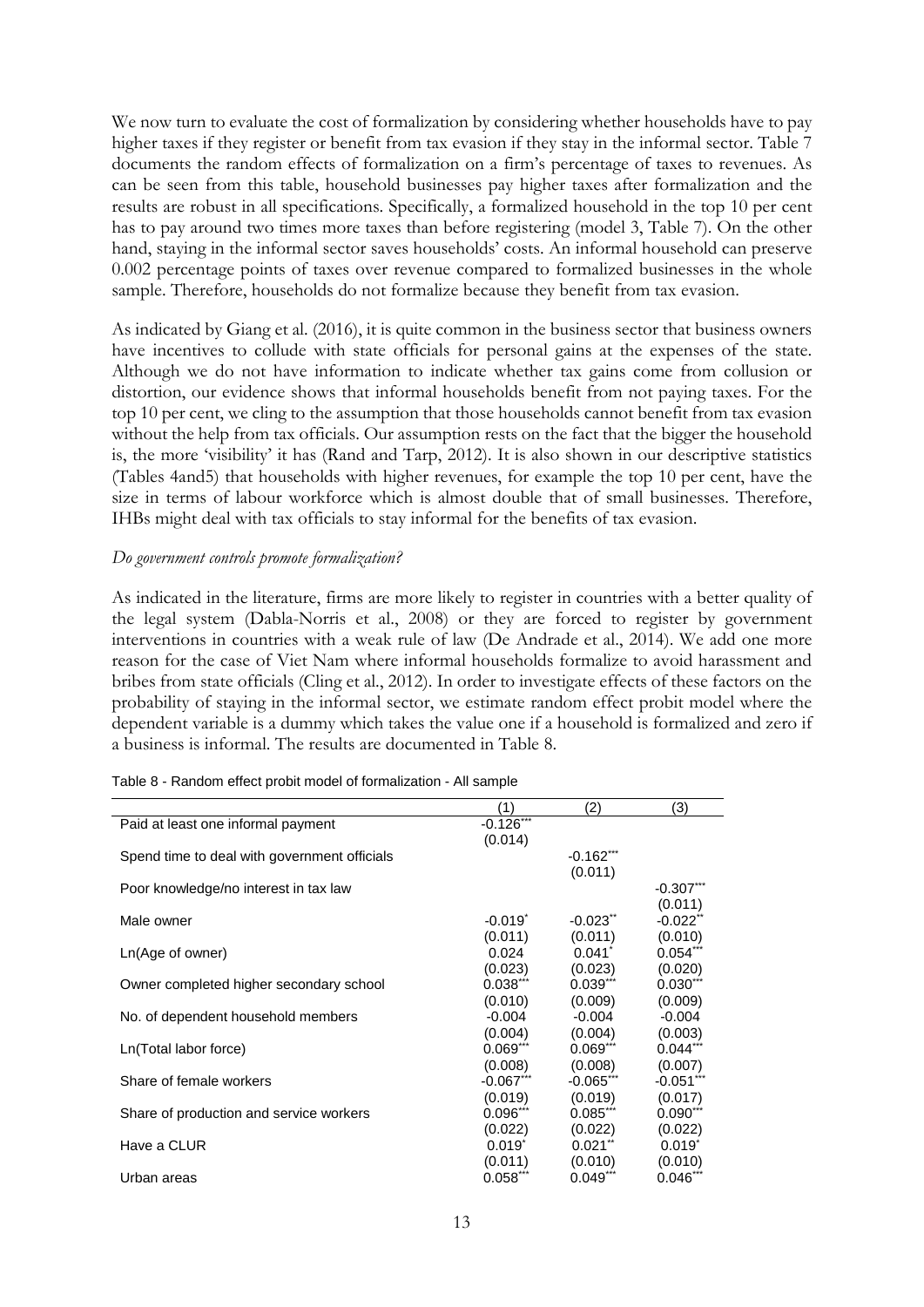We now turn to evaluate the cost of formalization by considering whether households have to pay higher taxes if they register or benefit from tax evasion if they stay in the informal sector. Table 7 documents the random effects of formalization on a firm's percentage of taxes to revenues. As can be seen from this table, household businesses pay higher taxes after formalization and the results are robust in all specifications. Specifically, a formalized household in the top 10 per cent has to pay around two times more taxes than before registering (model 3, Table 7). On the other hand, staying in the informal sector saves households' costs. An informal household can preserve 0.002 percentage points of taxes over revenue compared to formalized businesses in the whole sample. Therefore, households do not formalize because they benefit from tax evasion.

As indicated by Giang et al. (2016), it is quite common in the business sector that business owners have incentives to collude with state officials for personal gains at the expenses of the state. Although we do not have information to indicate whether tax gains come from collusion or distortion, our evidence shows that informal households benefit from not paying taxes. For the top 10 per cent, we cling to the assumption that those households cannot benefit from tax evasion without the help from tax officials. Our assumption rests on the fact that the bigger the household is, the more 'visibility' it has (Rand and Tarp, 2012). It is also shown in our descriptive statistics (Tables 4and5) that households with higher revenues, for example the top 10 per cent, have the size in terms of labour workforce which is almost double that of small businesses. Therefore, IHBs might deal with tax officials to stay informal for the benefits of tax evasion.

*Do government controls promote formalization?*

As indicated in the literature, firms are more likely to register in countries with a better quality of the legal system (Dabla-Norris et al., 2008) or they are forced to register by government interventions in countries with a weak rule of law (De Andrade et al., 2014). We add one more reason for the case of Viet Nam where informal households formalize to avoid harassment and bribes from state officials (Cling et al., 2012). In order to investigate effects of these factors on the probability of staying in the informal sector, we estimate random effect probit model where the dependent variable is a dummy which takes the value one if a household is formalized and zero if a business is informal. The results are documented in Table 8.

Table 8 - Random effect probit model of formalization - All sample

| | (1) | (2) | (3) |
|---|---|---|---|
| Paid at least one informal payment | -0.126*** | | |
| | (0.014) | | |
| Spend time to deal with government officials | | -0.162*** | |
| | | (0.011) | |
| Poor knowledge/no interest in tax law | | | -0.307*** |
| | | | (0.011) |
| Male owner | -0.019* | -0.023** | -0.022** |
| | (0.011) | (0.011) | (0.010) |
| Ln(Age of owner) | 0.024 | 0.041* | 0.054*** |
| | (0.023) | (0.023) | (0.020) |
| Owner completed higher secondary school | 0.038*** | 0.039*** | 0.030*** |
| | (0.010) | (0.009) | (0.009) |
| No. of dependent household members | -0.004 | -0.004 | -0.004 |
| | (0.004) | (0.004) | (0.003) |
| Ln(Total labor force) | 0.069*** | 0.069*** | 0.044*** |
| | (0.008) | (0.008) | (0.007) |
| Share of female workers | -0.067*** | -0.065*** | -0.051*** |
| | (0.019) | (0.019) | (0.017) |
| Share of production and service workers | 0.096*** | 0.085*** | 0.090*** |
| | (0.022) | (0.022) | (0.022) |
| Have a CLUR | 0.019* | 0.021** | 0.019* |
| | (0.011) | (0.010) | (0.010) |
| Urban areas | 0.058*** | 0.049*** | 0.046*** |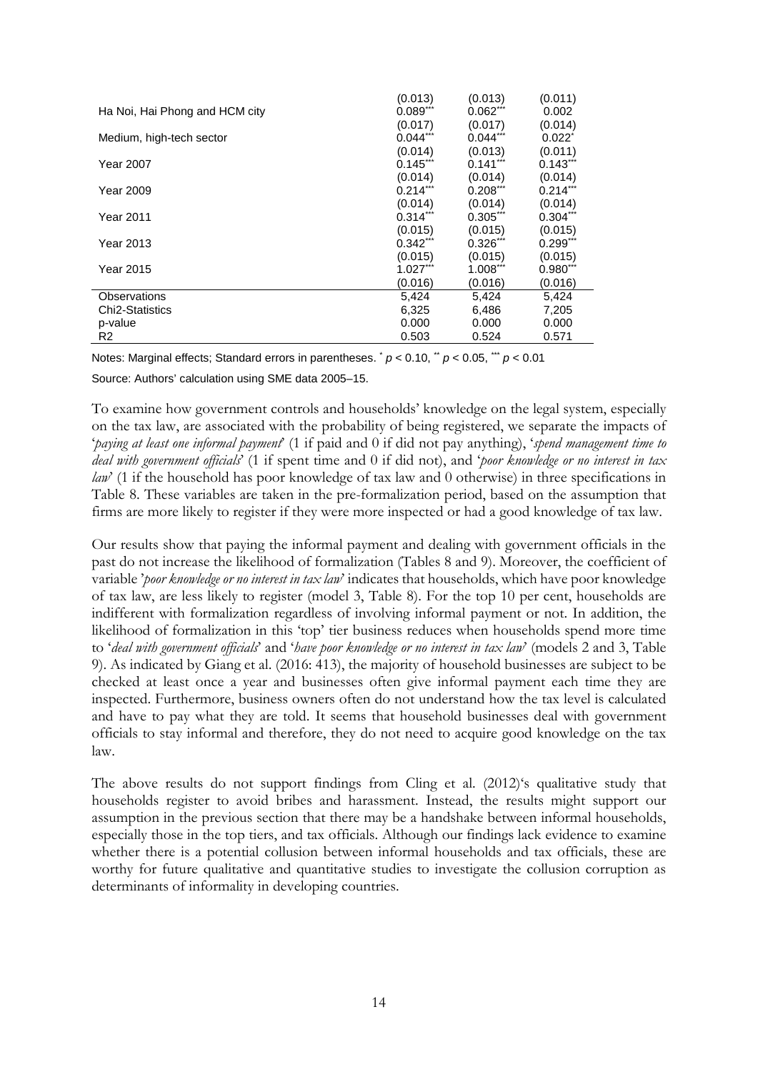| | | | |
|---|---|---|---|
| | (0.013) | (0.013) | (0.011) |
| Ha Noi, Hai Phong and HCM city | 0.089*** | 0.062*** | 0.002 |
| | (0.017) | (0.017) | (0.014) |
| Medium, high-tech sector | 0.044*** | 0.044*** | 0.022* |
| | (0.014) | (0.013) | (0.011) |
| Year 2007 | 0.145*** | 0.141*** | 0.143*** |
| | (0.014) | (0.014) | (0.014) |
| Year 2009 | 0.214*** | 0.208*** | 0.214*** |
| | (0.014) | (0.014) | (0.014) |
| Year 2011 | 0.314*** | 0.305*** | 0.304*** |
| | (0.015) | (0.015) | (0.015) |
| Year 2013 | 0.342*** | 0.326*** | 0.299*** |
| | (0.015) | (0.015) | (0.015) |
| Year 2015 | 1.027*** | 1.008*** | 0.980*** |
| | (0.016) | (0.016) | (0.016) |
| Observations | 5,424 | 5,424 | 5,424 |
| Chi2-Statistics | 6,325 | 6,486 | 7,205 |
| p-value | 0.000 | 0.000 | 0.000 |
| R2 | 0.503 | 0.524 | 0.571 |

Notes: Marginal effects; Standard errors in parentheses. * $p < 0.10$, ** $p < 0.05$, *** $p < 0.01$

Source: Authors' calculation using SME data 2005–15.

To examine how government controls and households' knowledge on the legal system, especially on the tax law, are associated with the probability of being registered, we separate the impacts of '*paying at least one informal payment*' (1 if paid and 0 if did not pay anything), '*spend management time to deal with government officials*' (1 if spent time and 0 if did not), and '*poor knowledge or no interest in tax law*' (1 if the household has poor knowledge of tax law and 0 otherwise) in three specifications in Table 8. These variables are taken in the pre-formalization period, based on the assumption that firms are more likely to register if they were more inspected or had a good knowledge of tax law.

Our results show that paying the informal payment and dealing with government officials in the past do not increase the likelihood of formalization (Tables 8 and 9). Moreover, the coefficient of variable '*poor knowledge or no interest in tax law*' indicates that households, which have poor knowledge of tax law, are less likely to register (model 3, Table 8). For the top 10 per cent, households are indifferent with formalization regardless of involving informal payment or not. In addition, the likelihood of formalization in this 'top' tier business reduces when households spend more time to '*deal with government officials*' and '*have poor knowledge or no interest in tax law*' (models 2 and 3, Table 9). As indicated by Giang et al. (2016: 413), the majority of household businesses are subject to be checked at least once a year and businesses often give informal payment each time they are inspected. Furthermore, business owners often do not understand how the tax level is calculated and have to pay what they are told. It seems that household businesses deal with government officials to stay informal and therefore, they do not need to acquire good knowledge on the tax law.

The above results do not support findings from Cling et al. (2012)'s qualitative study that households register to avoid bribes and harassment. Instead, the results might support our assumption in the previous section that there may be a handshake between informal households, especially those in the top tiers, and tax officials. Although our findings lack evidence to examine whether there is a potential collusion between informal households and tax officials, these are worthy for future qualitative and quantitative studies to investigate the collusion corruption as determinants of informality in developing countries.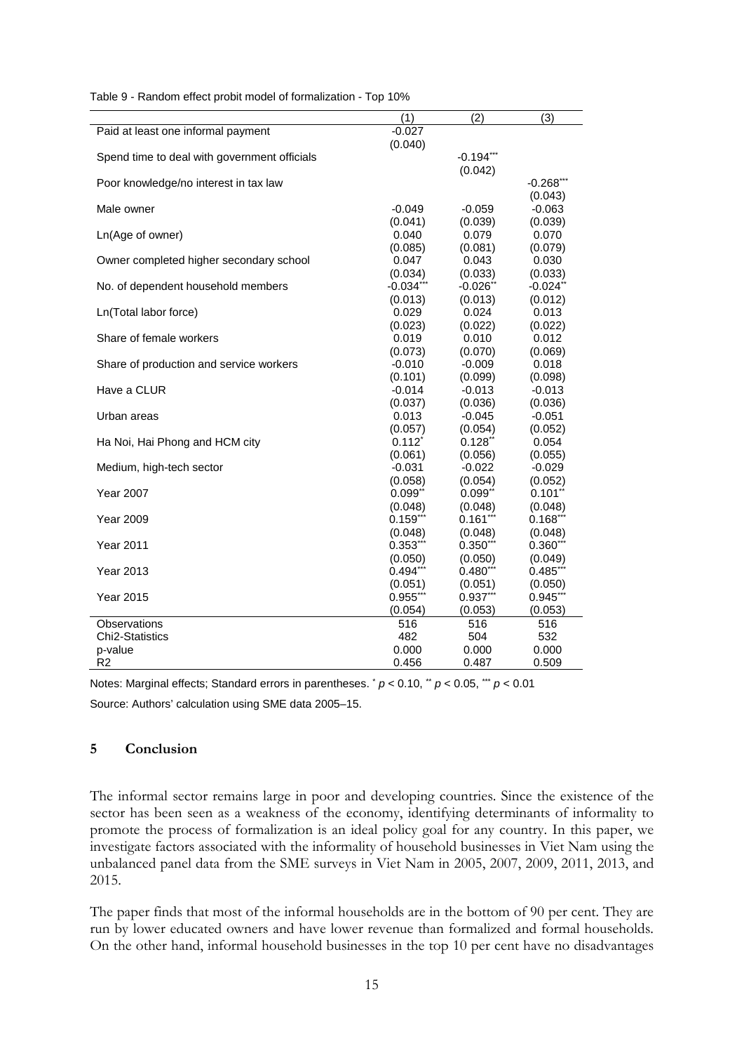Table 9 - Random effect probit model of formalization - Top 10%

| | (1) | (2) | (3) |
|---|---|---|---|
| Paid at least one informal payment | -0.027 | | |
| | (0.040) | | |
| Spend time to deal with government officials | | -0.194*** | |
| | | (0.042) | |
| Poor knowledge/no interest in tax law | | | -0.268*** |
| | | | (0.043) |
| Male owner | -0.049 | -0.059 | -0.063 |
| | (0.041) | (0.039) | (0.039) |
| Ln(Age of owner) | 0.040 | 0.079 | 0.070 |
| | (0.085) | (0.081) | (0.079) |
| Owner completed higher secondary school | 0.047 | 0.043 | 0.030 |
| | (0.034) | (0.033) | (0.033) |
| No. of dependent household members | -0.034*** | -0.026** | -0.024** |
| | (0.013) | (0.013) | (0.012) |
| Ln(Total labor force) | 0.029 | 0.024 | 0.013 |
| | (0.023) | (0.022) | (0.022) |
| Share of female workers | 0.019 | 0.010 | 0.012 |
| | (0.073) | (0.070) | (0.069) |
| Share of production and service workers | -0.010 | -0.009 | 0.018 |
| | (0.101) | (0.099) | (0.098) |
| Have a CLUR | -0.014 | -0.013 | -0.013 |
| | (0.037) | (0.036) | (0.036) |
| Urban areas | 0.013 | -0.045 | -0.051 |
| | (0.057) | (0.054) | (0.052) |
| Ha Noi, Hai Phong and HCM city | 0.112* | 0.128** | 0.054 |
| | (0.061) | (0.056) | (0.055) |
| Medium, high-tech sector | -0.031 | -0.022 | -0.029 |
| | (0.058) | (0.054) | (0.052) |
| Year 2007 | 0.099** | 0.099** | 0.101** |
| | (0.048) | (0.048) | (0.048) |
| Year 2009 | 0.159*** | 0.161*** | 0.168*** |
| | (0.048) | (0.048) | (0.048) |
| Year 2011 | 0.353*** | 0.350*** | 0.360*** |
| | (0.050) | (0.050) | (0.049) |
| Year 2013 | 0.494*** | 0.480*** | 0.485*** |
| | (0.051) | (0.051) | (0.050) |
| Year 2015 | 0.955*** | 0.937*** | 0.945*** |
| | (0.054) | (0.053) | (0.053) |
| Observations | 516 | 516 | 516 |
| Chi2-Statistics | 482 | 504 | 532 |
| p-value | 0.000 | 0.000 | 0.000 |
| R2 | 0.456 | 0.487 | 0.509 |

Notes: Marginal effects; Standard errors in parentheses. * $p < 0.10$, ** $p < 0.05$, *** $p < 0.01$

Source: Authors' calculation using SME data 2005–15.

## 5 Conclusion

The informal sector remains large in poor and developing countries. Since the existence of the sector has been seen as a weakness of the economy, identifying determinants of informality to promote the process of formalization is an ideal policy goal for any country. In this paper, we investigate factors associated with the informality of household businesses in Viet Nam using the unbalanced panel data from the SME surveys in Viet Nam in 2005, 2007, 2009, 2011, 2013, and 2015.

The paper finds that most of the informal households are in the bottom of 90 per cent. They are run by lower educated owners and have lower revenue than formalized and formal households. On the other hand, informal household businesses in the top 10 per cent have no disadvantages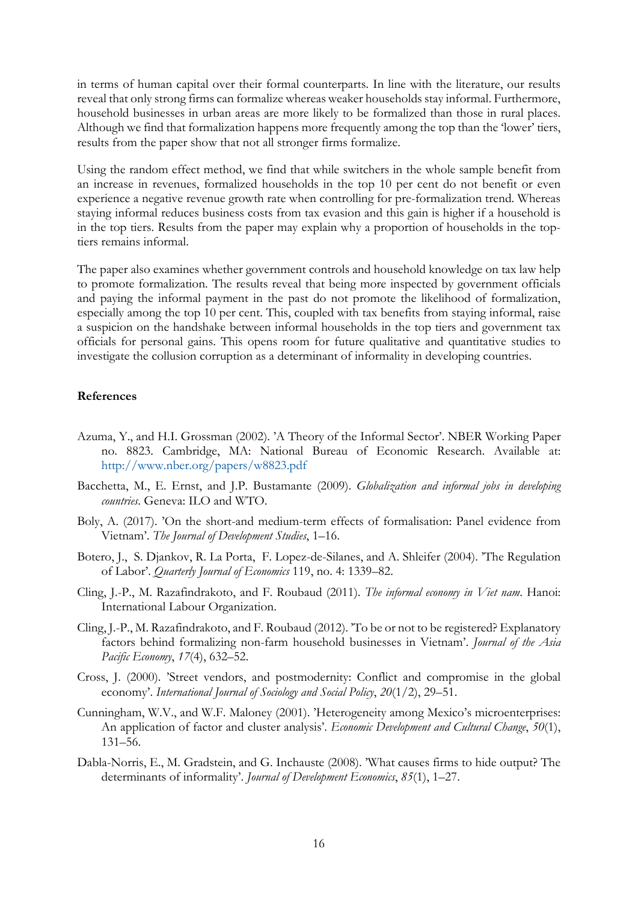in terms of human capital over their formal counterparts. In line with the literature, our results reveal that only strong firms can formalize whereas weaker households stay informal. Furthermore, household businesses in urban areas are more likely to be formalized than those in rural places. Although we find that formalization happens more frequently among the top than the 'lower' tiers, results from the paper show that not all stronger firms formalize.

Using the random effect method, we find that while switchers in the whole sample benefit from an increase in revenues, formalized households in the top 10 per cent do not benefit or even experience a negative revenue growth rate when controlling for pre-formalization trend. Whereas staying informal reduces business costs from tax evasion and this gain is higher if a household is in the top tiers. Results from the paper may explain why a proportion of households in the top-tiers remains informal.

The paper also examines whether government controls and household knowledge on tax law help to promote formalization. The results reveal that being more inspected by government officials and paying the informal payment in the past do not promote the likelihood of formalization, especially among the top 10 per cent. This, coupled with tax benefits from staying informal, raise a suspicion on the handshake between informal households in the top tiers and government tax officials for personal gains. This opens room for future qualitative and quantitative studies to investigate the collusion corruption as a determinant of informality in developing countries.

**References**

Azuma, Y., and H.I. Grossman (2002). 'A Theory of the Informal Sector'. NBER Working Paper no. 8823. Cambridge, MA: National Bureau of Economic Research. Available at: http://www.nber.org/papers/w8823.pdf

Bacchetta, M., E. Ernst, and J.P. Bustamante (2009). *Globalization and informal jobs in developing countries*. Geneva: ILO and WTO.

Boly, A. (2017). 'On the short-and medium-term effects of formalisation: Panel evidence from Vietnam'. *The Journal of Development Studies*, 1–16.

Botero, J., S. Djankov, R. La Porta, F. Lopez-de-Silanes, and A. Shleifer (2004). 'The Regulation of Labor'. *Quarterly Journal of Economics* 119, no. 4: 1339–82.

Cling, J.-P., M. Razafindrakoto, and F. Roubaud (2011). *The informal economy in Viet nam*. Hanoi: International Labour Organization.

Cling, J.-P., M. Razafindrakoto, and F. Roubaud (2012). 'To be or not to be registered? Explanatory factors behind formalizing non-farm household businesses in Vietnam'. *Journal of the Asia Pacific Economy*, *17*(4), 632–52.

Cross, J. (2000). 'Street vendors, and postmodernity: Conflict and compromise in the global economy'. *International Journal of Sociology and Social Policy*, *20*(1/2), 29–51.

Cunningham, W.V., and W.F. Maloney (2001). 'Heterogeneity among Mexico's microenterprises: An application of factor and cluster analysis'. *Economic Development and Cultural Change*, *50*(1), 131–56.

Dabla-Norris, E., M. Gradstein, and G. Inchauste (2008). 'What causes firms to hide output? The determinants of informality'. *Journal of Development Economics*, *85*(1), 1–27.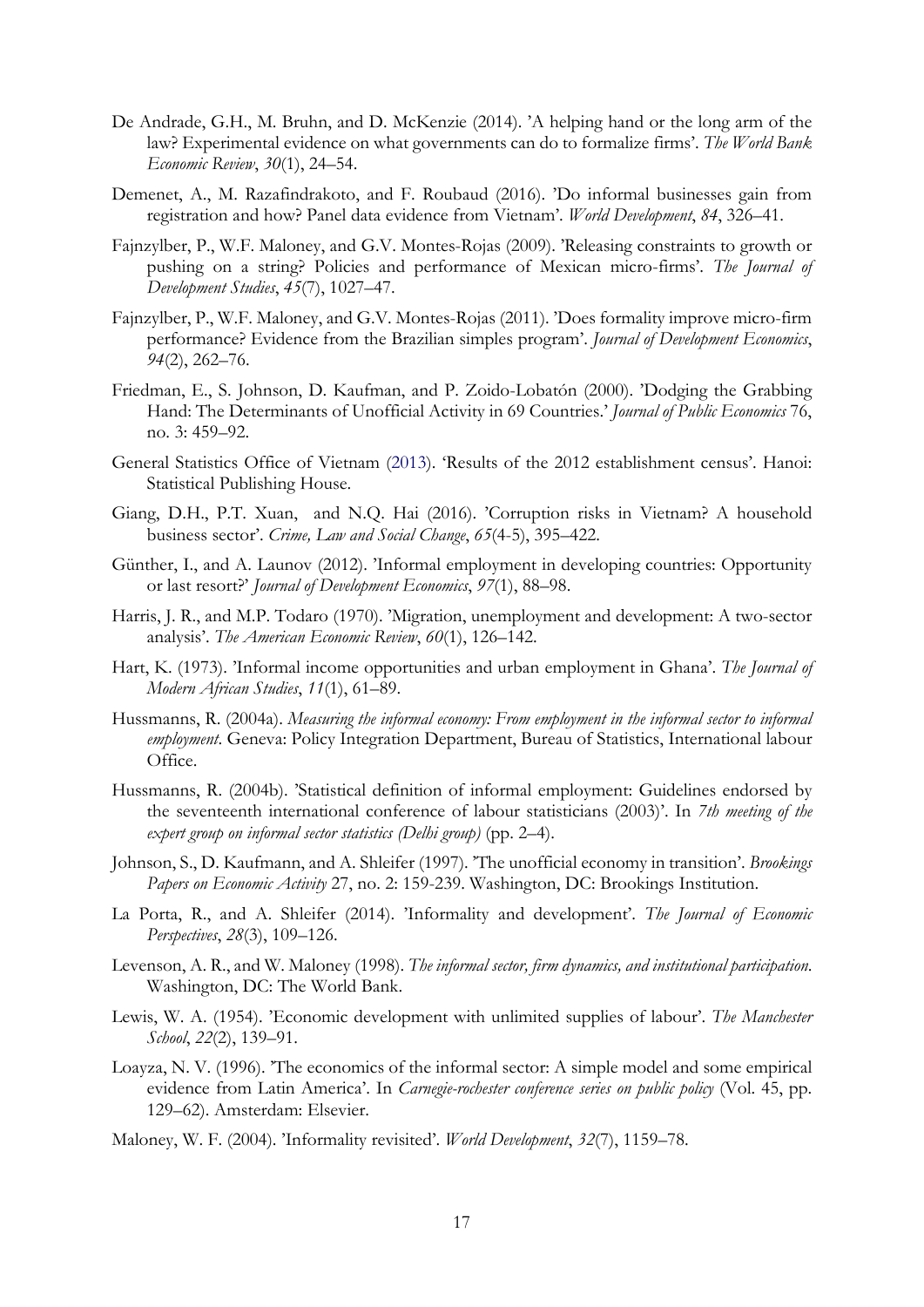De Andrade, G.H., M. Bruhn, and D. McKenzie (2014). 'A helping hand or the long arm of the law? Experimental evidence on what governments can do to formalize firms'. *The World Bank Economic Review*, *30*(1), 24–54.

Demenet, A., M. Razafindrakoto, and F. Roubaud (2016). 'Do informal businesses gain from registration and how? Panel data evidence from Vietnam'. *World Development*, *84*, 326–41.

Fajnzylber, P., W.F. Maloney, and G.V. Montes-Rojas (2009). 'Releasing constraints to growth or pushing on a string? Policies and performance of Mexican micro-firms'. *The Journal of Development Studies*, *45*(7), 1027–47.

Fajnzylber, P., W.F. Maloney, and G.V. Montes-Rojas (2011). 'Does formality improve micro-firm performance? Evidence from the Brazilian simples program'. *Journal of Development Economics*, *94*(2), 262–76.

Friedman, E., S. Johnson, D. Kaufman, and P. Zoido-Lobatón (2000). 'Dodging the Grabbing Hand: The Determinants of Unofficial Activity in 69 Countries.' *Journal of Public Economics* 76, no. 3: 459–92.

General Statistics Office of Vietnam (2013). 'Results of the 2012 establishment census'. Hanoi: Statistical Publishing House.

Giang, D.H., P.T. Xuan, and N.Q. Hai (2016). 'Corruption risks in Vietnam? A household business sector'. *Crime, Law and Social Change*, *65*(4-5), 395–422.

Günther, I., and A. Launov (2012). 'Informal employment in developing countries: Opportunity or last resort?' *Journal of Development Economics*, *97*(1), 88–98.

Harris, J. R., and M.P. Todaro (1970). 'Migration, unemployment and development: A two-sector analysis'. *The American Economic Review*, *60*(1), 126–142.

Hart, K. (1973). 'Informal income opportunities and urban employment in Ghana'. *The Journal of Modern African Studies*, *11*(1), 61–89.

Hussmanns, R. (2004a). *Measuring the informal economy: From employment in the informal sector to informal employment*. Geneva: Policy Integration Department, Bureau of Statistics, International labour Office.

Hussmanns, R. (2004b). 'Statistical definition of informal employment: Guidelines endorsed by the seventeenth international conference of labour statisticians (2003)'. In *7th meeting of the expert group on informal sector statistics (Delhi group)* (pp. 2–4).

Johnson, S., D. Kaufmann, and A. Shleifer (1997). 'The unofficial economy in transition'. *Brookings Papers on Economic Activity* 27, no. 2: 159-239. Washington, DC: Brookings Institution.

La Porta, R., and A. Shleifer (2014). 'Informality and development'. *The Journal of Economic Perspectives*, *28*(3), 109–126.

Levenson, A. R., and W. Maloney (1998). *The informal sector, firm dynamics, and institutional participation*. Washington, DC: The World Bank.

Lewis, W. A. (1954). 'Economic development with unlimited supplies of labour'. *The Manchester School*, *22*(2), 139–91.

Loayza, N. V. (1996). 'The economics of the informal sector: A simple model and some empirical evidence from Latin America'. In *Carnegie-rochester conference series on public policy* (Vol. 45, pp. 129–62). Amsterdam: Elsevier.

Maloney, W. F. (2004). 'Informality revisited'. *World Development*, *32*(7), 1159–78.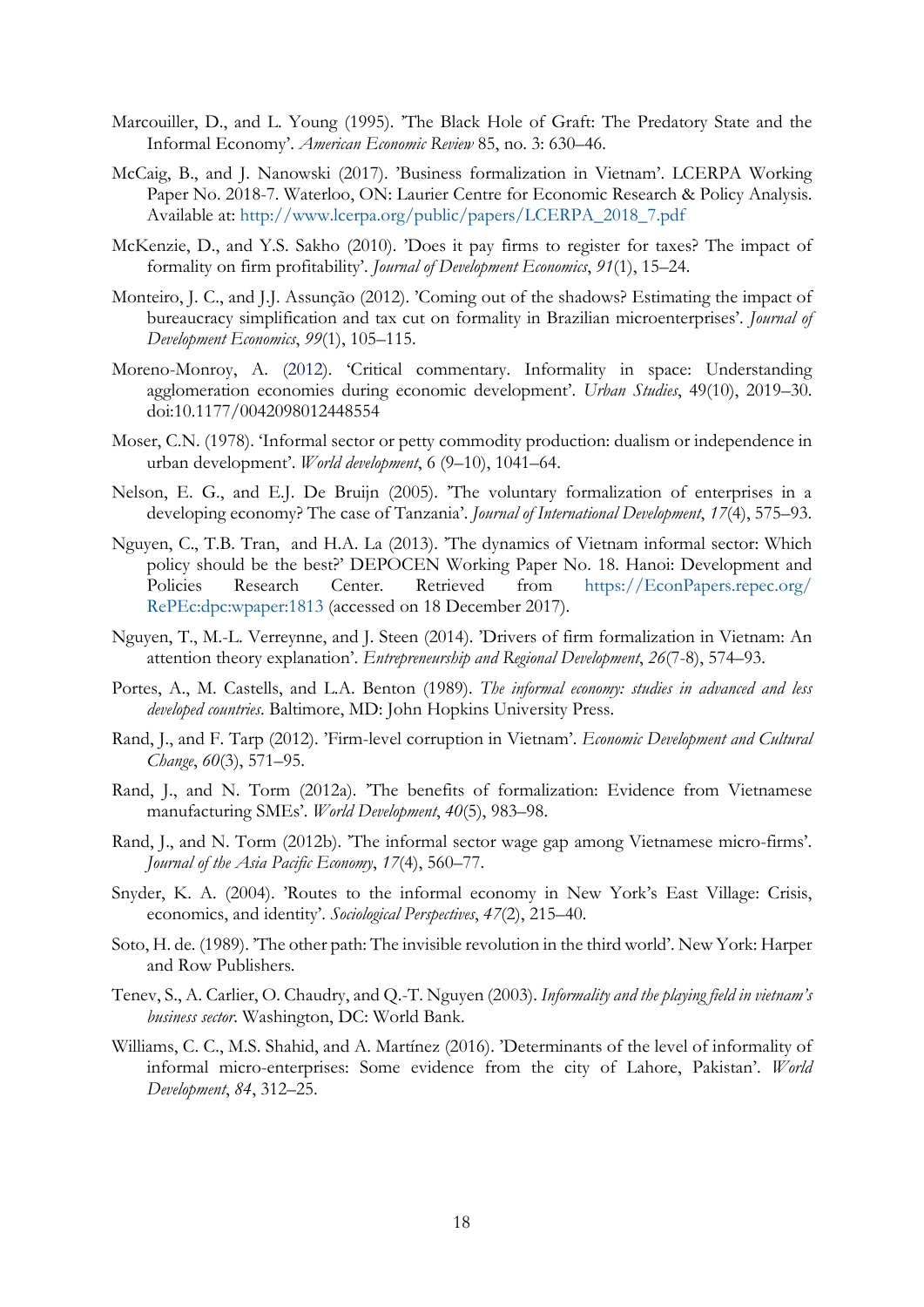Marcouiller, D., and L. Young (1995). 'The Black Hole of Graft: The Predatory State and the Informal Economy'. *American Economic Review* 85, no. 3: 630–46.

McCaig, B., and J. Nanowski (2017). 'Business formalization in Vietnam'. LCERPA Working Paper No. 2018-7. Waterloo, ON: Laurier Centre for Economic Research & Policy Analysis. Available at: http://www.lcerpa.org/public/papers/LCERPA_2018_7.pdf

McKenzie, D., and Y.S. Sakho (2010). 'Does it pay firms to register for taxes? The impact of formality on firm profitability'. *Journal of Development Economics*, *91*(1), 15–24.

Monteiro, J. C., and J.J. Assunção (2012). 'Coming out of the shadows? Estimating the impact of bureaucracy simplification and tax cut on formality in Brazilian microenterprises'. *Journal of Development Economics*, *99*(1), 105–115.

Moreno-Monroy, A. (2012). 'Critical commentary. Informality in space: Understanding agglomeration economies during economic development'. *Urban Studies*, 49(10), 2019–30. doi:10.1177/0042098012448554

Moser, C.N. (1978). 'Informal sector or petty commodity production: dualism or independence in urban development'. *World development*, 6 (9–10), 1041–64.

Nelson, E. G., and E.J. De Bruijn (2005). 'The voluntary formalization of enterprises in a developing economy? The case of Tanzania'. *Journal of International Development*, *17*(4), 575–93.

Nguyen, C., T.B. Tran, and H.A. La (2013). 'The dynamics of Vietnam informal sector: Which policy should be the best?' DEPOCEN Working Paper No. 18. Hanoi: Development and Policies Research Center. Retrieved from https://EconPapers.repec.org/RePEc:dpc:wpaper:1813 (accessed on 18 December 2017).

Nguyen, T., M.-L. Verreynne, and J. Steen (2014). 'Drivers of firm formalization in Vietnam: An attention theory explanation'. *Entrepreneurship and Regional Development*, *26*(7-8), 574–93.

Portes, A., M. Castells, and L.A. Benton (1989). *The informal economy: studies in advanced and less developed countries*. Baltimore, MD: John Hopkins University Press.

Rand, J., and F. Tarp (2012). 'Firm-level corruption in Vietnam'. *Economic Development and Cultural Change*, *60*(3), 571–95.

Rand, J., and N. Torm (2012a). 'The benefits of formalization: Evidence from Vietnamese manufacturing SMEs'. *World Development*, *40*(5), 983–98.

Rand, J., and N. Torm (2012b). 'The informal sector wage gap among Vietnamese micro-firms'. *Journal of the Asia Pacific Economy*, *17*(4), 560–77.

Snyder, K. A. (2004). 'Routes to the informal economy in New York's East Village: Crisis, economics, and identity'. *Sociological Perspectives*, *47*(2), 215–40.

Soto, H. de. (1989). 'The other path: The invisible revolution in the third world'. New York: Harper and Row Publishers.

Tenev, S., A. Carlier, O. Chaudry, and Q.-T. Nguyen (2003). *Informality and the playing field in vietnam's business sector*. Washington, DC: World Bank.

Williams, C. C., M.S. Shahid, and A. Martínez (2016). 'Determinants of the level of informality of informal micro-enterprises: Some evidence from the city of Lahore, Pakistan'. *World Development*, *84*, 312–25.